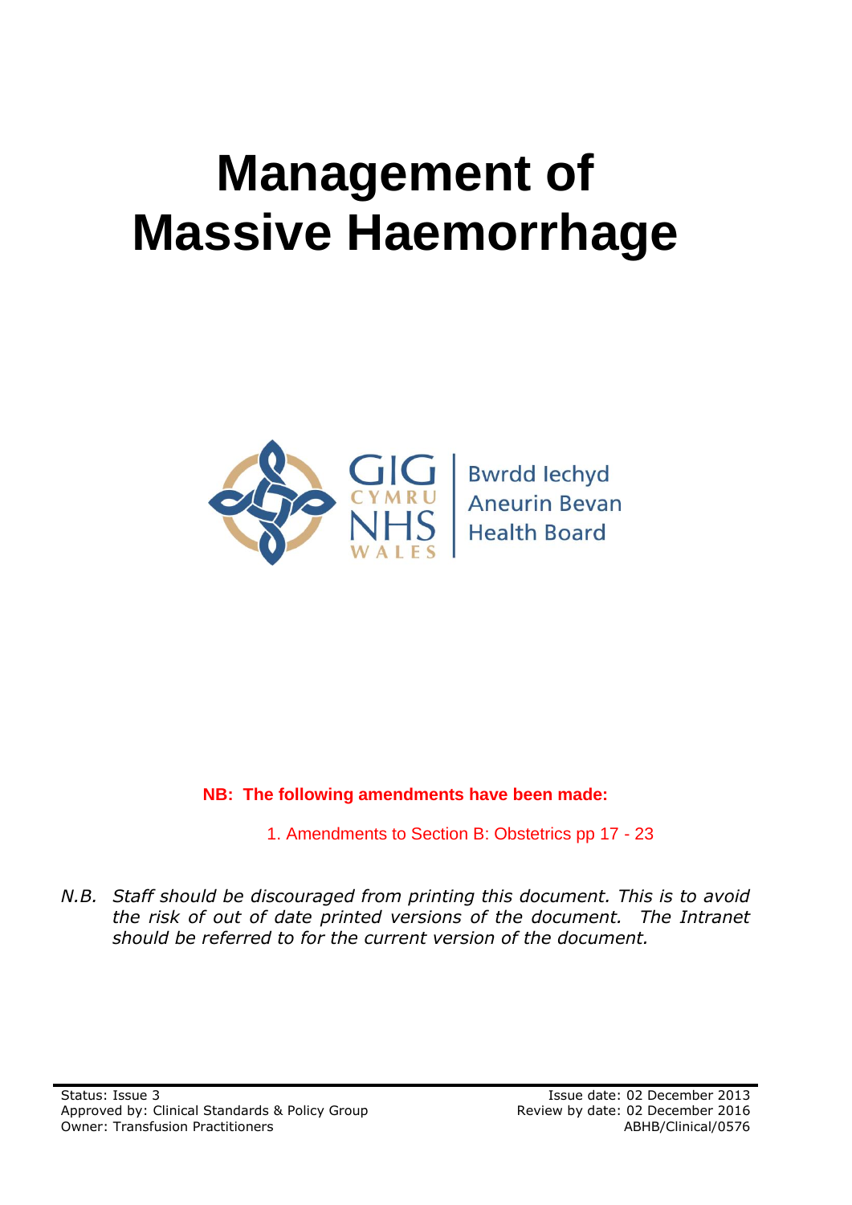# Management of Massive Haemorrhage

GIG CYMRU NHS WALES | Bwrdd Iechyd Aneurin Bevan Health Board

**NB: The following amendments have been made:**

1. Amendments to Section B: Obstetrics pp 17 - 23

*N.B. Staff should be discouraged from printing this document. This is to avoid the risk of out of date printed versions of the document. The Intranet should be referred to for the current version of the document.*

Status: Issue 3
Approved by: Clinical Standards & Policy Group
Owner: Transfusion Practitioners

Issue date: 02 December 2013
Review by date: 02 December 2016
ABHB/Clinical/0576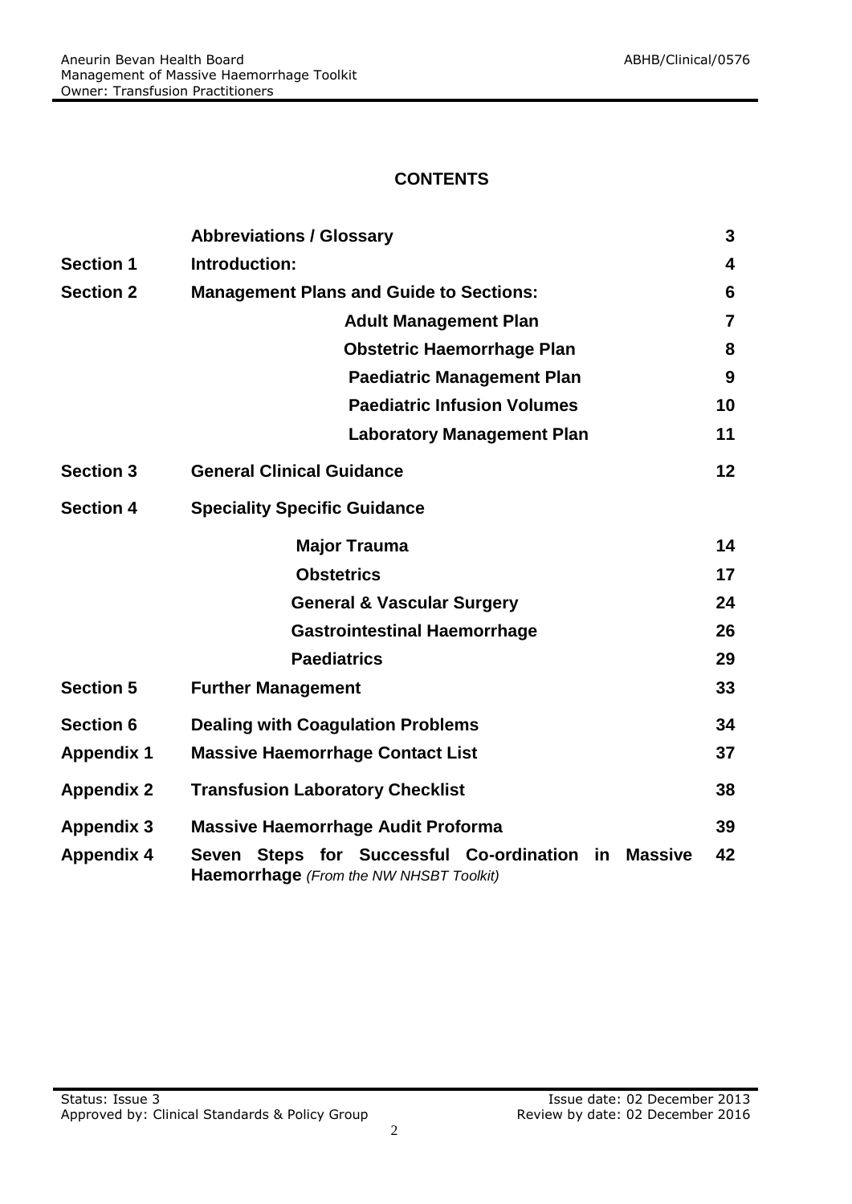# CONTENTS

| | | |
|---|---|---|
| | **Abbreviations / Glossary** | **3** |
| **Section 1** | **Introduction:** | **4** |
| **Section 2** | **Management Plans and Guide to Sections:** | **6** |
| | **Adult Management Plan** | **7** |
| | **Obstetric Haemorrhage Plan** | **8** |
| | **Paediatric Management Plan** | **9** |
| | **Paediatric Infusion Volumes** | **10** |
| | **Laboratory Management Plan** | **11** |
| **Section 3** | **General Clinical Guidance** | **12** |
| **Section 4** | **Speciality Specific Guidance** | |
| | **Major Trauma** | **14** |
| | **Obstetrics** | **17** |
| | **General & Vascular Surgery** | **24** |
| | **Gastrointestinal Haemorrhage** | **26** |
| | **Paediatrics** | **29** |
| **Section 5** | **Further Management** | **33** |
| **Section 6** | **Dealing with Coagulation Problems** | **34** |
| **Appendix 1** | **Massive Haemorrhage Contact List** | **37** |
| **Appendix 2** | **Transfusion Laboratory Checklist** | **38** |
| **Appendix 3** | **Massive Haemorrhage Audit Proforma** | **39** |
| **Appendix 4** | **Seven Steps for Successful Co-ordination in Massive Haemorrhage** *(From the NW NHSBT Toolkit)* | **42** |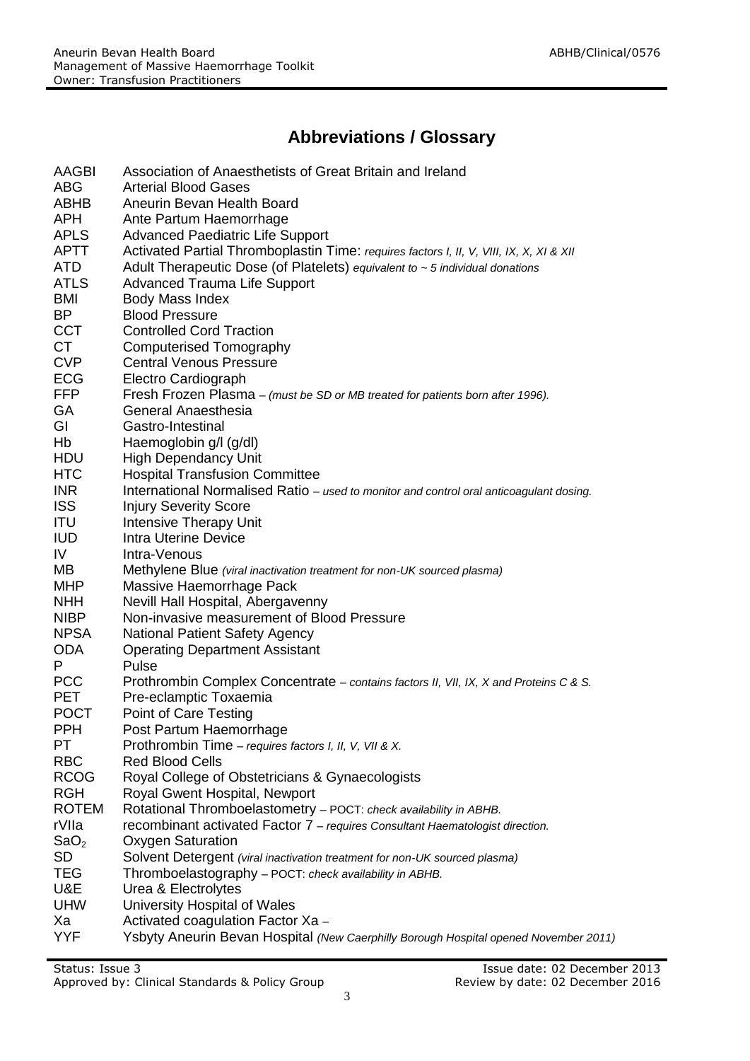# Abbreviations / Glossary

| | |
|---|---|
| AAGBI | Association of Anaesthetists of Great Britain and Ireland |
| ABG | Arterial Blood Gases |
| ABHB | Aneurin Bevan Health Board |
| APH | Ante Partum Haemorrhage |
| APLS | Advanced Paediatric Life Support |
| APTT | Activated Partial Thromboplastin Time: *requires factors I, II, V, VIII, IX, X, XI & XII* |
| ATD | Adult Therapeutic Dose (of Platelets) *equivalent to ~ 5 individual donations* |
| ATLS | Advanced Trauma Life Support |
| BMI | Body Mass Index |
| BP | Blood Pressure |
| CCT | Controlled Cord Traction |
| CT | Computerised Tomography |
| CVP | Central Venous Pressure |
| ECG | Electro Cardiograph |
| FFP | Fresh Frozen Plasma – *(must be SD or MB treated for patients born after 1996).* |
| GA | General Anaesthesia |
| GI | Gastro-Intestinal |
| Hb | Haemoglobin g/l (g/dl) |
| HDU | High Dependancy Unit |
| HTC | Hospital Transfusion Committee |
| INR | International Normalised Ratio – *used to monitor and control oral anticoagulant dosing.* |
| ISS | Injury Severity Score |
| ITU | Intensive Therapy Unit |
| IUD | Intra Uterine Device |
| IV | Intra-Venous |
| MB | Methylene Blue *(viral inactivation treatment for non-UK sourced plasma)* |
| MHP | Massive Haemorrhage Pack |
| NHH | Nevill Hall Hospital, Abergavenny |
| NIBP | Non-invasive measurement of Blood Pressure |
| NPSA | National Patient Safety Agency |
| ODA | Operating Department Assistant |
| P | Pulse |
| PCC | Prothrombin Complex Concentrate – *contains factors II, VII, IX, X and Proteins C & S.* |
| PET | Pre-eclamptic Toxaemia |
| POCT | Point of Care Testing |
| PPH | Post Partum Haemorrhage |
| PT | Prothrombin Time – *requires factors I, II, V, VII & X.* |
| RBC | Red Blood Cells |
| RCOG | Royal College of Obstetricians & Gynaecologists |
| RGH | Royal Gwent Hospital, Newport |
| ROTEM | Rotational Thromboelastometry – POCT: *check availability in ABHB.* |
| rVIIa | recombinant activated Factor 7 – *requires Consultant Haematologist direction.* |
| $SaO_2$ | Oxygen Saturation |
| SD | Solvent Detergent *(viral inactivation treatment for non-UK sourced plasma)* |
| TEG | Thromboelastography – POCT: *check availability in ABHB.* |
| U&E | Urea & Electrolytes |
| UHW | University Hospital of Wales |
| Xa | Activated coagulation Factor Xa – |
| YYF | Ysbyty Aneurin Bevan Hospital *(New Caerphilly Borough Hospital opened November 2011)* |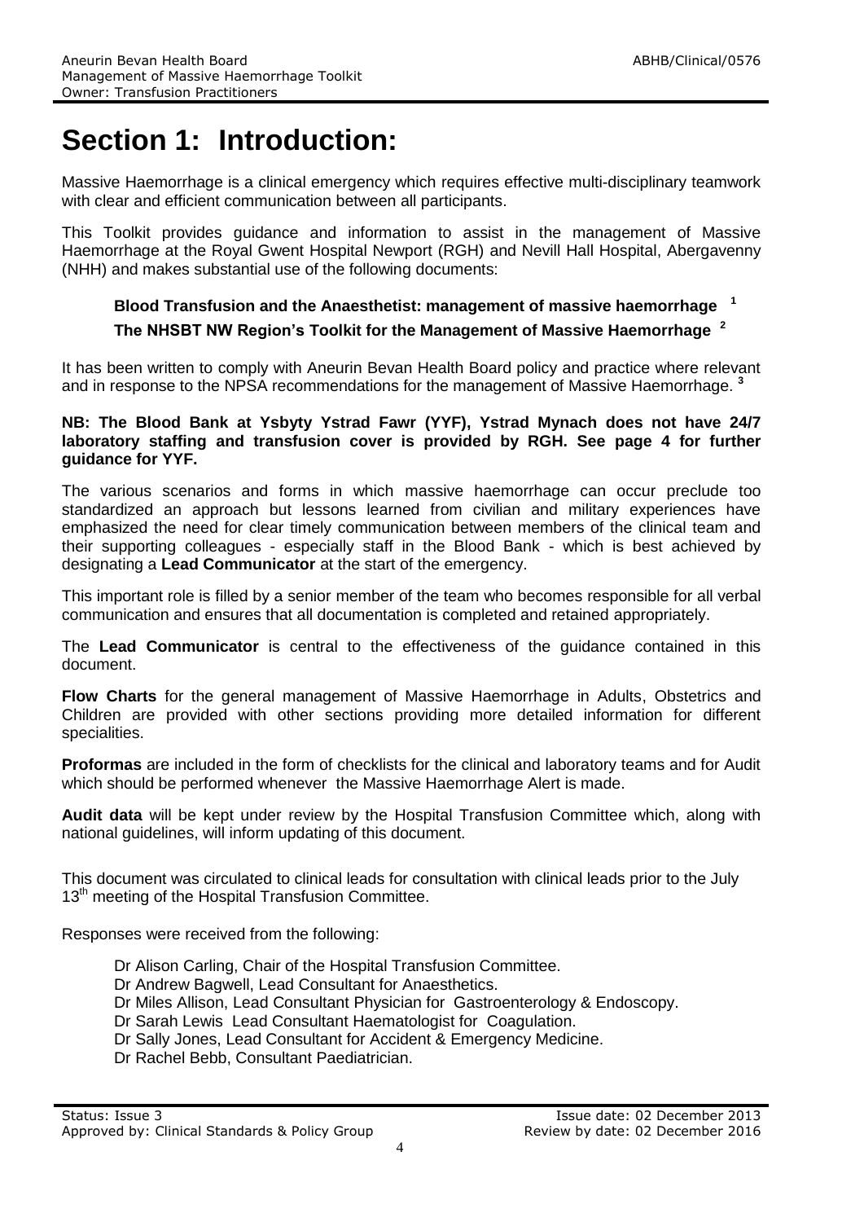# Section 1: Introduction:

Massive Haemorrhage is a clinical emergency which requires effective multi-disciplinary teamwork with clear and efficient communication between all participants.

This Toolkit provides guidance and information to assist in the management of Massive Haemorrhage at the Royal Gwent Hospital Newport (RGH) and Nevill Hall Hospital, Abergavenny (NHH) and makes substantial use of the following documents:

**Blood Transfusion and the Anaesthetist: management of massive haemorrhage** [1]

**The NHSBT NW Region's Toolkit for the Management of Massive Haemorrhage** [2]

It has been written to comply with Aneurin Bevan Health Board policy and practice where relevant and in response to the NPSA recommendations for the management of Massive Haemorrhage. [3]

**NB: The Blood Bank at Ysbyty Ystrad Fawr (YYF), Ystrad Mynach does not have 24/7 laboratory staffing and transfusion cover is provided by RGH. See page 4 for further guidance for YYF.**

The various scenarios and forms in which massive haemorrhage can occur preclude too standardized an approach but lessons learned from civilian and military experiences have emphasized the need for clear timely communication between members of the clinical team and their supporting colleagues - especially staff in the Blood Bank - which is best achieved by designating a **Lead Communicator** at the start of the emergency.

This important role is filled by a senior member of the team who becomes responsible for all verbal communication and ensures that all documentation is completed and retained appropriately.

The **Lead Communicator** is central to the effectiveness of the guidance contained in this document.

**Flow Charts** for the general management of Massive Haemorrhage in Adults, Obstetrics and Children are provided with other sections providing more detailed information for different specialities.

**Proformas** are included in the form of checklists for the clinical and laboratory teams and for Audit which should be performed whenever the Massive Haemorrhage Alert is made.

**Audit data** will be kept under review by the Hospital Transfusion Committee which, along with national guidelines, will inform updating of this document.

This document was circulated to clinical leads for consultation with clinical leads prior to the July 13th meeting of the Hospital Transfusion Committee.

Responses were received from the following:

Dr Alison Carling, Chair of the Hospital Transfusion Committee.
Dr Andrew Bagwell, Lead Consultant for Anaesthetics.
Dr Miles Allison, Lead Consultant Physician for Gastroenterology & Endoscopy.
Dr Sarah Lewis Lead Consultant Haematologist for Coagulation.
Dr Sally Jones, Lead Consultant for Accident & Emergency Medicine.
Dr Rachel Bebb, Consultant Paediatrician.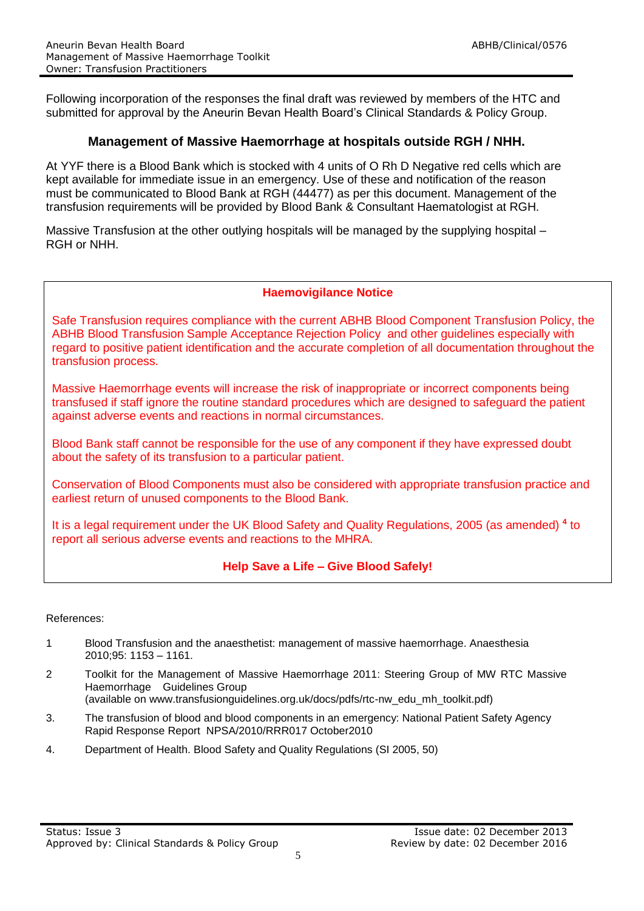Following incorporation of the responses the final draft was reviewed by members of the HTC and submitted for approval by the Aneurin Bevan Health Board's Clinical Standards & Policy Group.

## Management of Massive Haemorrhage at hospitals outside RGH / NHH.

At YYF there is a Blood Bank which is stocked with 4 units of O Rh D Negative red cells which are kept available for immediate issue in an emergency. Use of these and notification of the reason must be communicated to Blood Bank at RGH (44477) as per this document. Management of the transfusion requirements will be provided by Blood Bank & Consultant Haematologist at RGH.

Massive Transfusion at the other outlying hospitals will be managed by the supplying hospital – RGH or NHH.

### Haemovigilance Notice

Safe Transfusion requires compliance with the current ABHB Blood Component Transfusion Policy, the ABHB Blood Transfusion Sample Acceptance Rejection Policy and other guidelines especially with regard to positive patient identification and the accurate completion of all documentation throughout the transfusion process.

Massive Haemorrhage events will increase the risk of inappropriate or incorrect components being transfused if staff ignore the routine standard procedures which are designed to safeguard the patient against adverse events and reactions in normal circumstances.

Blood Bank staff cannot be responsible for the use of any component if they have expressed doubt about the safety of its transfusion to a particular patient.

Conservation of Blood Components must also be considered with appropriate transfusion practice and earliest return of unused components to the Blood Bank.

It is a legal requirement under the UK Blood Safety and Quality Regulations, 2005 (as amended) [4] to report all serious adverse events and reactions to the MHRA.

**Help Save a Life – Give Blood Safely!**

References:

1. Blood Transfusion and the anaesthetist: management of massive haemorrhage. Anaesthesia 2010;95: 1153 – 1161.
2. Toolkit for the Management of Massive Haemorrhage 2011: Steering Group of MW RTC Massive Haemorrhage Guidelines Group (available on www.transfusionguidelines.org.uk/docs/pdfs/rtc-nw_edu_mh_toolkit.pdf)
3. The transfusion of blood and blood components in an emergency: National Patient Safety Agency Rapid Response Report NPSA/2010/RRR017 October2010
4. Department of Health. Blood Safety and Quality Regulations (SI 2005, 50)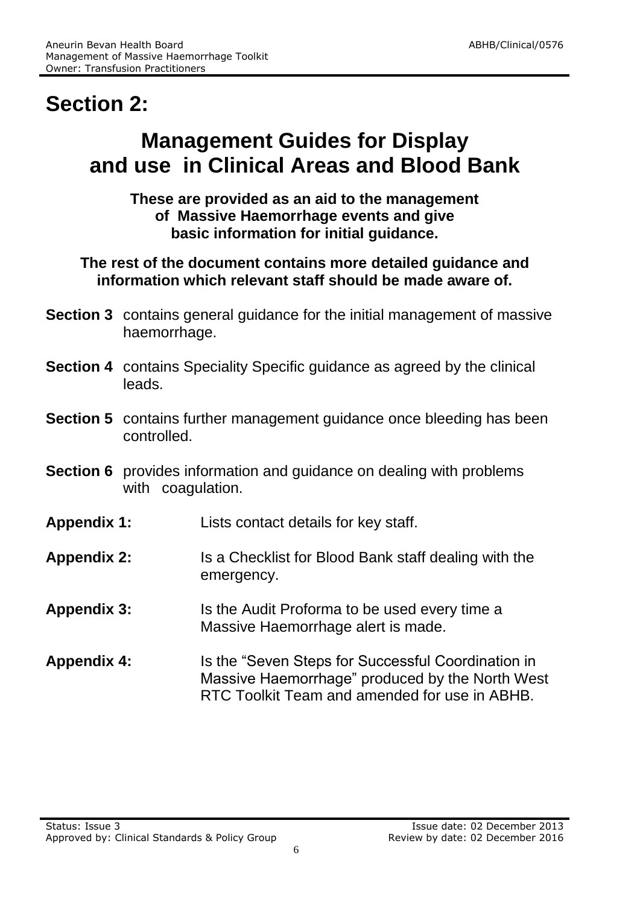# Section 2:

## Management Guides for Display and use in Clinical Areas and Blood Bank

**These are provided as an aid to the management of Massive Haemorrhage events and give basic information for initial guidance.**

**The rest of the document contains more detailed guidance and information which relevant staff should be made aware of.**

**Section 3** contains general guidance for the initial management of massive haemorrhage.

**Section 4** contains Speciality Specific guidance as agreed by the clinical leads.

**Section 5** contains further management guidance once bleeding has been controlled.

**Section 6** provides information and guidance on dealing with problems with coagulation.

**Appendix 1:** Lists contact details for key staff.

**Appendix 2:** Is a Checklist for Blood Bank staff dealing with the emergency.

**Appendix 3:** Is the Audit Proforma to be used every time a Massive Haemorrhage alert is made.

**Appendix 4:** Is the "Seven Steps for Successful Coordination in Massive Haemorrhage" produced by the North West RTC Toolkit Team and amended for use in ABHB.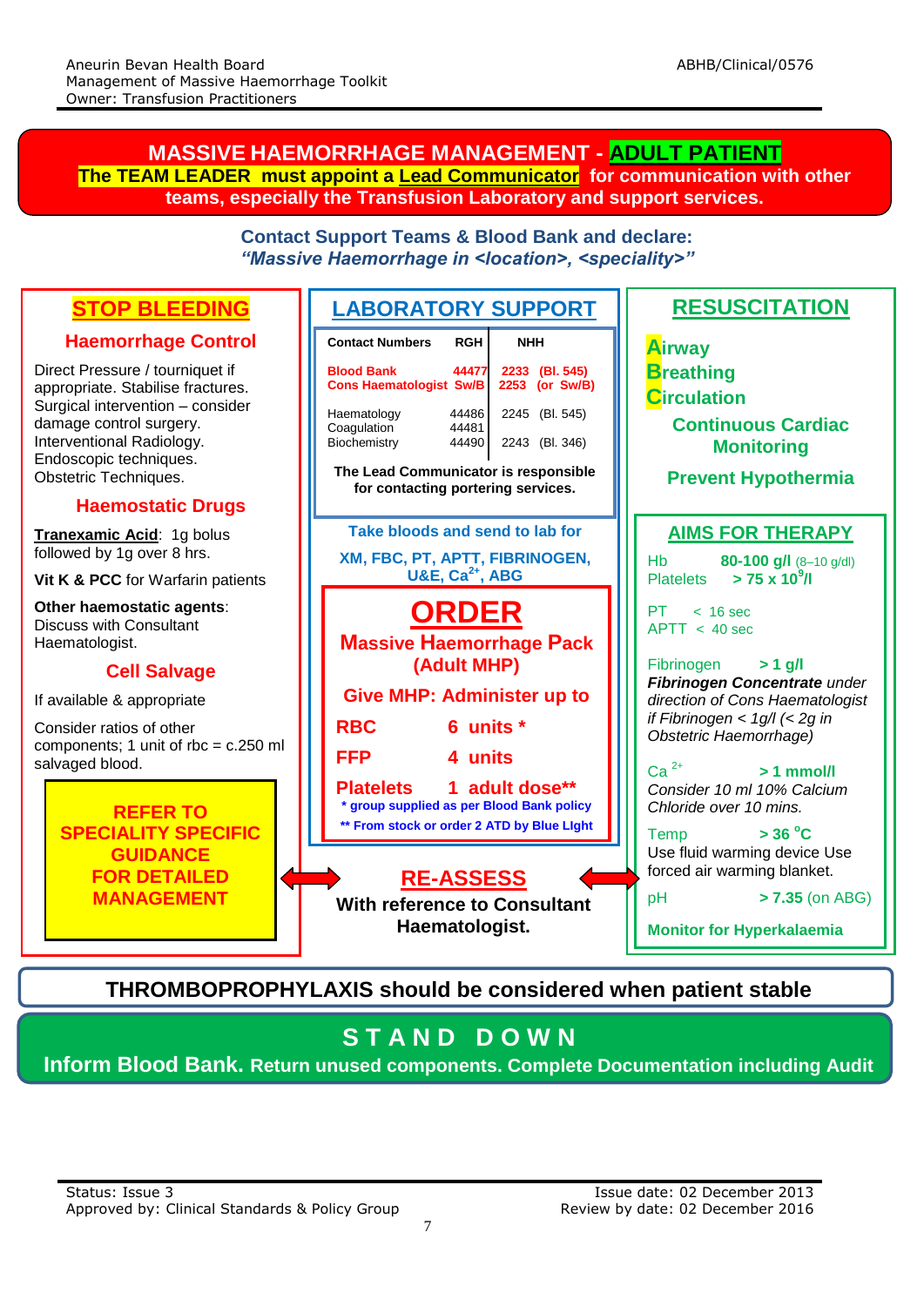# MASSIVE HAEMORRHAGE MANAGEMENT - ADULT PATIENT

**The TEAM LEADER must appoint a Lead Communicator for communication with other teams, especially the Transfusion Laboratory and support services.**

**Contact Support Teams & Blood Bank and declare:**
***"Massive Haemorrhage in <location>, <speciality>"***

## STOP BLEEDING

### Haemorrhage Control

Direct Pressure / tourniquet if appropriate. Stabilise fractures.
Surgical intervention – consider damage control surgery.
Interventional Radiology.
Endoscopic techniques.
Obstetric Techniques.

### Haemostatic Drugs

**Tranexamic Acid**: 1g bolus followed by 1g over 8 hrs.

**Vit K & PCC** for Warfarin patients

**Other haemostatic agents**: Discuss with Consultant Haematologist.

### Cell Salvage

If available & appropriate

Consider ratios of other components; 1 unit of rbc = c.250 ml salvaged blood.

**REFER TO SPECIALITY SPECIFIC GUIDANCE FOR DETAILED MANAGEMENT**

## LABORATORY SUPPORT

| Contact Numbers | RGH | NHH |
|---|---|---|
| **Blood Bank** | **44477** | **2233 (Bl. 545)** |
| **Cons Haematologist** | **Sw/B** | **2253 (or Sw/B)** |
| Haematology | 44486 | 2245 (Bl. 545) |
| Coagulation | 44481 | |
| Biochemistry | 44490 | 2243 (Bl. 346) |

**The Lead Communicator is responsible for contacting portering services.**

**Take bloods and send to lab for**

**XM, FBC, PT, APTT, FIBRINOGEN, U&E, $Ca^{2+}$, ABG**

### ORDER

**Massive Haemorrhage Pack (Adult MHP)**

**Give MHP: Administer up to**

| | |
|---|---|
| **RBC** | **6 units \*** |
| **FFP** | **4 units** |
| **Platelets** | **1 adult dose\*\*** |

**\* group supplied as per Blood Bank policy**
**\*\* From stock or order 2 ATD by Blue Light**

### RE-ASSESS

**With reference to Consultant Haematologist.**

## RESUSCITATION

**Airway**
**Breathing**
**Circulation**

**Continuous Cardiac Monitoring**

**Prevent Hypothermia**

### AIMS FOR THERAPY

Hb **80-100 g/l** (8–10 g/dl)
Platelets **> 75 x $10^9$/l**

PT < 16 sec
APTT < 40 sec

Fibrinogen **> 1 g/l**
***Fibrinogen Concentrate** under direction of Cons Haematologist if Fibrinogen < 1g/l (< 2g in Obstetric Haemorrhage)*

$Ca^{2+}$ **> 1 mmol/l**
*Consider 10 ml 10% Calcium Chloride over 10 mins.*

Temp **> 36 °C**
Use fluid warming device Use forced air warming blanket.

pH **> 7.35** (on ABG)

**Monitor for Hyperkalaemia**

**THROMBOPROPHYLAXIS should be considered when patient stable**

## STAND DOWN

**Inform Blood Bank. Return unused components. Complete Documentation including Audit**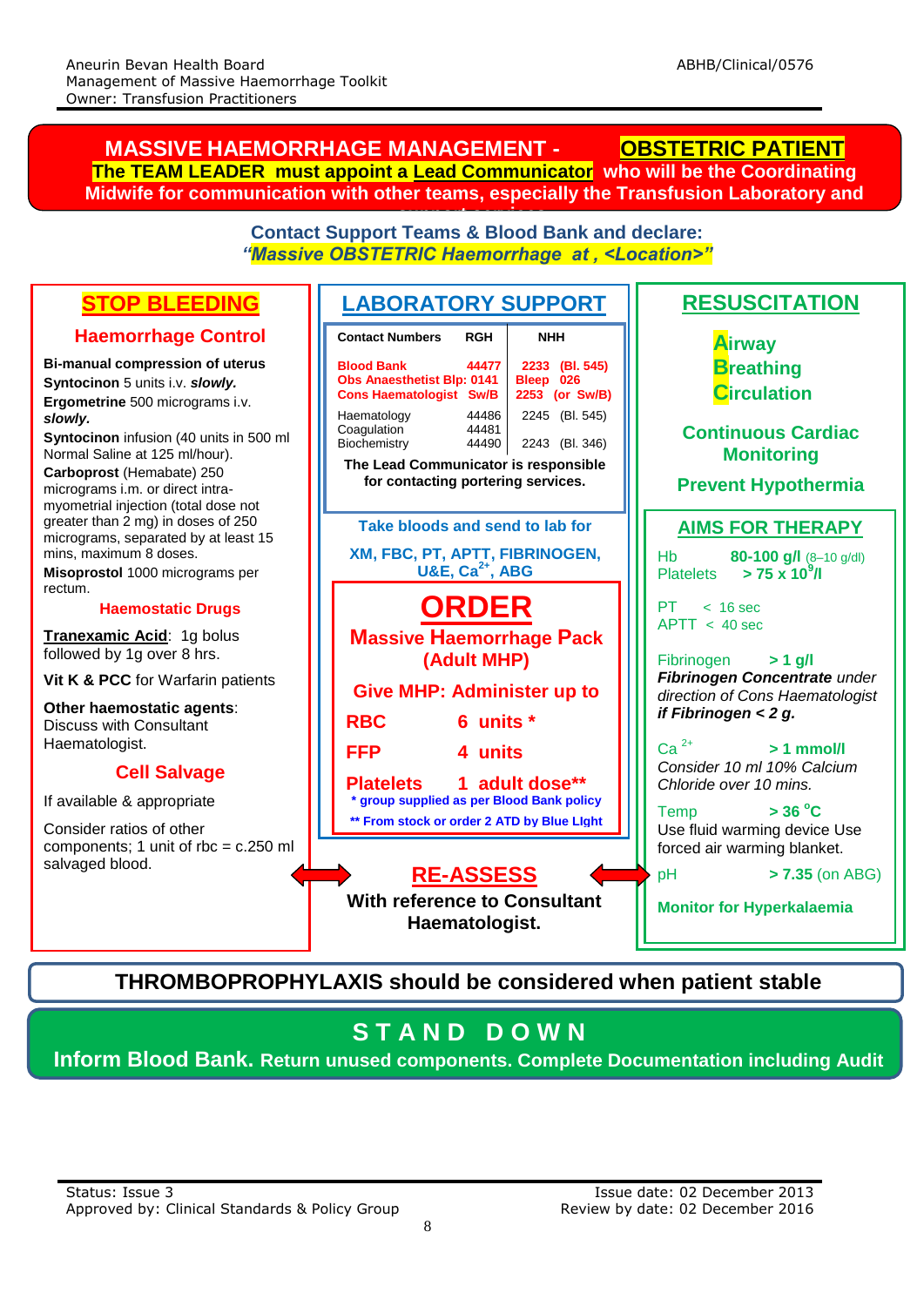# MASSIVE HAEMORRHAGE MANAGEMENT - OBSTETRIC PATIENT

**The TEAM LEADER must appoint a Lead Communicator who will be the Coordinating Midwife for communication with other teams, especially the Transfusion Laboratory and support services**

**Contact Support Teams & Blood Bank and declare:**
***"Massive OBSTETRIC Haemorrhage at , <Location>"***

## STOP BLEEDING

### Haemorrhage Control

**Bi-manual compression of uterus**

**Syntocinon** 5 units i.v. ***slowly.***

**Ergometrine** 500 micrograms i.v. ***slowly.***

**Syntocinon** infusion (40 units in 500 ml Normal Saline at 125 ml/hour).

**Carboprost** (Hemabate) 250 micrograms i.m. or direct intra-myometrial injection (total dose not greater than 2 mg) in doses of 250 micrograms, separated by at least 15 mins, maximum 8 doses.

**Misoprostol** 1000 micrograms per rectum.

### Haemostatic Drugs

**Tranexamic Acid**: 1g bolus followed by 1g over 8 hrs.

**Vit K & PCC** for Warfarin patients

**Other haemostatic agents**: Discuss with Consultant Haematologist.

### Cell Salvage

If available & appropriate

Consider ratios of other components; 1 unit of rbc = c.250 ml salvaged blood.

## LABORATORY SUPPORT

| Contact Numbers | RGH | NHH |
|---|---|---|
| **Blood Bank** | **44477** | **2233 (Bl. 545)** |
| **Obs Anaesthetist Blp:** | **0141** | **Bleep 026** |
| **Cons Haematologist** | **Sw/B** | **2253 (or Sw/B)** |
| Haematology | 44486 | 2245 (Bl. 545) |
| Coagulation | 44481 | |
| Biochemistry | 44490 | 2243 (Bl. 346) |

**The Lead Communicator is responsible for contacting portering services.**

**Take bloods and send to lab for**

**XM, FBC, PT, APTT, FIBRINOGEN, U&E, $Ca^{2+}$, ABG**

### ORDER

**Massive Haemorrhage Pack (Adult MHP)**

**Give MHP: Administer up to**

| | |
|---|---|
| **RBC** | **6 units \*** |
| **FFP** | **4 units** |
| **Platelets** | **1 adult dose\*\*** |

**\* group supplied as per Blood Bank policy**

**\*\* From stock or order 2 ATD by Blue Light**

## RE-ASSESS

**With reference to Consultant Haematologist.**

## RESUSCITATION

**Airway**
**Breathing**
**Circulation**

**Continuous Cardiac Monitoring**

**Prevent Hypothermia**

### AIMS FOR THERAPY

Hb **80-100 g/l** (8–10 g/dl)
Platelets **> 75 x $10^9$/l**

PT < 16 sec
APTT < 40 sec

Fibrinogen **> 1 g/l**
***Fibrinogen Concentrate*** *under direction of Cons Haematologist* ***if Fibrinogen < 2 g.***

$Ca^{2+}$ **> 1 mmol/l**
*Consider 10 ml 10% Calcium Chloride over 10 mins.*

Temp **> 36 °C**
Use fluid warming device Use forced air warming blanket.

pH **> 7.35** (on ABG)

**Monitor for Hyperkalaemia**

**THROMBOPROPHYLAXIS should be considered when patient stable**

## STAND DOWN

**Inform Blood Bank. Return unused components. Complete Documentation including Audit**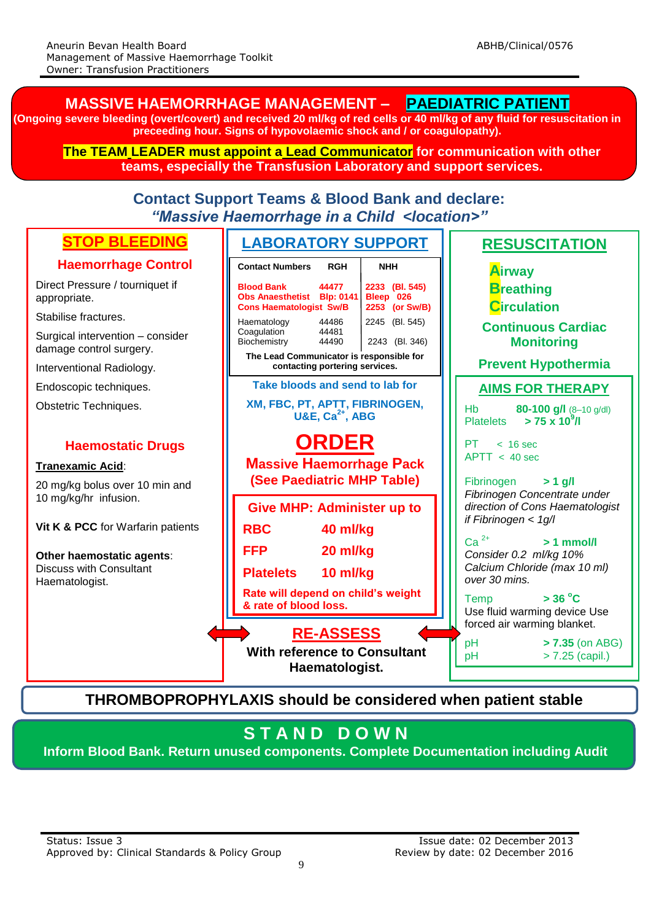# MASSIVE HAEMORRHAGE MANAGEMENT – PAEDIATRIC PATIENT

**(Ongoing severe bleeding (overt/covert) and received 20 ml/kg of red cells or 40 ml/kg of any fluid for resuscitation in preceeding hour. Signs of hypovolaemic shock and / or coagulopathy).**

**The TEAM LEADER must appoint a Lead Communicator for communication with other teams, especially the Transfusion Laboratory and support services.**

## Contact Support Teams & Blood Bank and declare: *"Massive Haemorrhage in a Child <location>"*

## STOP BLEEDING

### Haemorrhage Control

Direct Pressure / tourniquet if appropriate.

Stabilise fractures.

Surgical intervention – consider damage control surgery.

Interventional Radiology.

Endoscopic techniques.

Obstetric Techniques.

### Haemostatic Drugs

**Tranexamic Acid**:

20 mg/kg bolus over 10 min and 10 mg/kg/hr infusion.

**Vit K & PCC** for Warfarin patients

**Other haemostatic agents**: Discuss with Consultant Haematologist.

## LABORATORY SUPPORT

| Contact Numbers | RGH | NHH |
|---|---|---|
| **Blood Bank** | **44477** | **2233 (Bl. 545)** |
| **Obs Anaesthetist** | **Blp: 0141** | **Bleep 026** |
| **Cons Haematologist** | **Sw/B** | **2253 (or Sw/B)** |
| Haematology | 44486 | 2245 (Bl. 545) |
| Coagulation | 44481 | |
| Biochemistry | 44490 | 2243 (Bl. 346) |

**The Lead Communicator is responsible for contacting portering services.**

**Take bloods and send to lab for**

**XM, FBC, PT, APTT, FIBRINOGEN, U&E, $Ca^{2+}$, ABG**

## ORDER

### Massive Haemorrhage Pack (See Paediatric MHP Table)

**Give MHP: Administer up to**

| | |
|---|---|
| **RBC** | **40 ml/kg** |
| **FFP** | **20 ml/kg** |
| **Platelets** | **10 ml/kg** |

**Rate will depend on child's weight & rate of blood loss.**

## RE-ASSESS

**With reference to Consultant Haematologist.**

## RESUSCITATION

**Airway**
**Breathing**
**Circulation**

**Continuous Cardiac Monitoring**

**Prevent Hypothermia**

### AIMS FOR THERAPY

Hb **80-100 g/l** (8–10 g/dl)
Platelets **> 75 x $10^9$/l**

PT < 16 sec
APTT < 40 sec

Fibrinogen **> 1 g/l**
*Fibrinogen Concentrate under direction of Cons Haematologist if Fibrinogen < 1g/l*

$Ca^{2+}$ **> 1 mmol/l**
*Consider 0.2 ml/kg 10% Calcium Chloride (max 10 ml) over 30 mins.*

Temp **> 36 °C**
Use fluid warming device Use forced air warming blanket.

pH **> 7.35** (on ABG)
pH > 7.25 (capil.)

**THROMBOPROPHYLAXIS should be considered when patient stable**

## STAND DOWN

**Inform Blood Bank. Return unused components. Complete Documentation including Audit**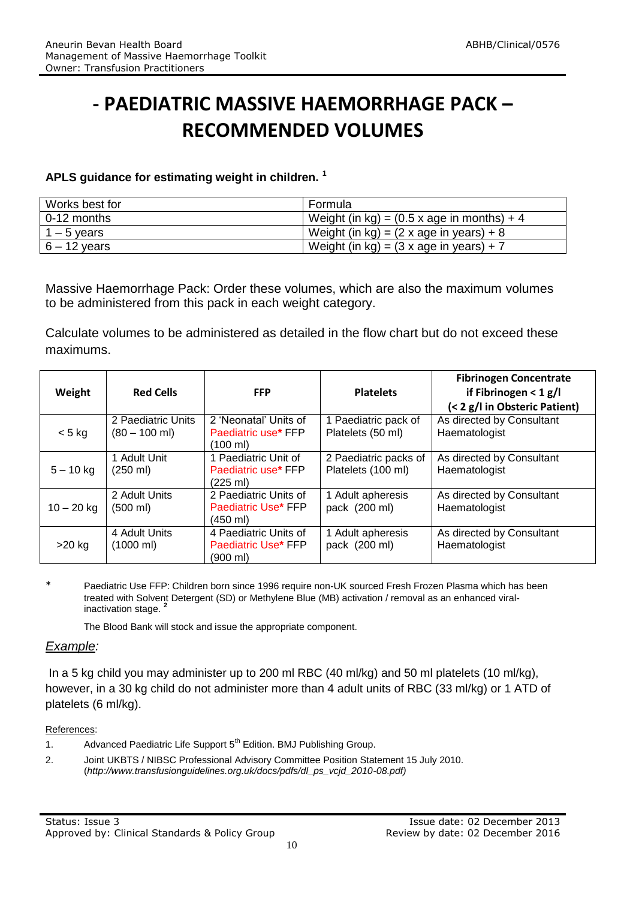# - PAEDIATRIC MASSIVE HAEMORRHAGE PACK – RECOMMENDED VOLUMES

**APLS guidance for estimating weight in children.** [1]

| Works best for | Formula |
|---|---|
| 0-12 months | Weight (in kg) = (0.5 x age in months) + 4 |
| 1 – 5 years | Weight (in kg) = (2 x age in years) + 8 |
| 6 – 12 years | Weight (in kg) = (3 x age in years) + 7 |

Massive Haemorrhage Pack: Order these volumes, which are also the maximum volumes to be administered from this pack in each weight category.

Calculate volumes to be administered as detailed in the flow chart but do not exceed these maximums.

| Weight | Red Cells | FFP | Platelets | Fibrinogen Concentrate if Fibrinogen < 1 g/l (< 2 g/l in Obsteric Patient) |
|---|---|---|---|---|
| < 5 kg | 2 Paediatric Units (80 – 100 ml) | 2 'Neonatal' Units of Paediatric use* FFP (100 ml) | 1 Paediatric pack of Platelets (50 ml) | As directed by Consultant Haematologist |
| 5 – 10 kg | 1 Adult Unit (250 ml) | 1 Paediatric Unit of Paediatric use* FFP (225 ml) | 2 Paediatric packs of Platelets (100 ml) | As directed by Consultant Haematologist |
| 10 – 20 kg | 2 Adult Units (500 ml) | 2 Paediatric Units of Paediatric Use* FFP (450 ml) | 1 Adult apheresis pack (200 ml) | As directed by Consultant Haematologist |
| >20 kg | 4 Adult Units (1000 ml) | 4 Paediatric Units of Paediatric Use* FFP (900 ml) | 1 Adult apheresis pack (200 ml) | As directed by Consultant Haematologist |

\* Paediatric Use FFP: Children born since 1996 require non-UK sourced Fresh Frozen Plasma which has been treated with Solvent Detergent (SD) or Methylene Blue (MB) activation / removal as an enhanced viral-inactivation stage. [2]

The Blood Bank will stock and issue the appropriate component.

*Example:*

In a 5 kg child you may administer up to 200 ml RBC (40 ml/kg) and 50 ml platelets (10 ml/kg), however, in a 30 kg child do not administer more than 4 adult units of RBC (33 ml/kg) or 1 ATD of platelets (6 ml/kg).

References:

1. Advanced Paediatric Life Support 5th Edition. BMJ Publishing Group.
2. Joint UKBTS / NIBSC Professional Advisory Committee Position Statement 15 July 2010. (*http://www.transfusionguidelines.org.uk/docs/pdfs/dl_ps_vcjd_2010-08.pdf)*

Status: Issue 3
Approved by: Clinical Standards & Policy Group
Issue date: 02 December 2013
Review by date: 02 December 2016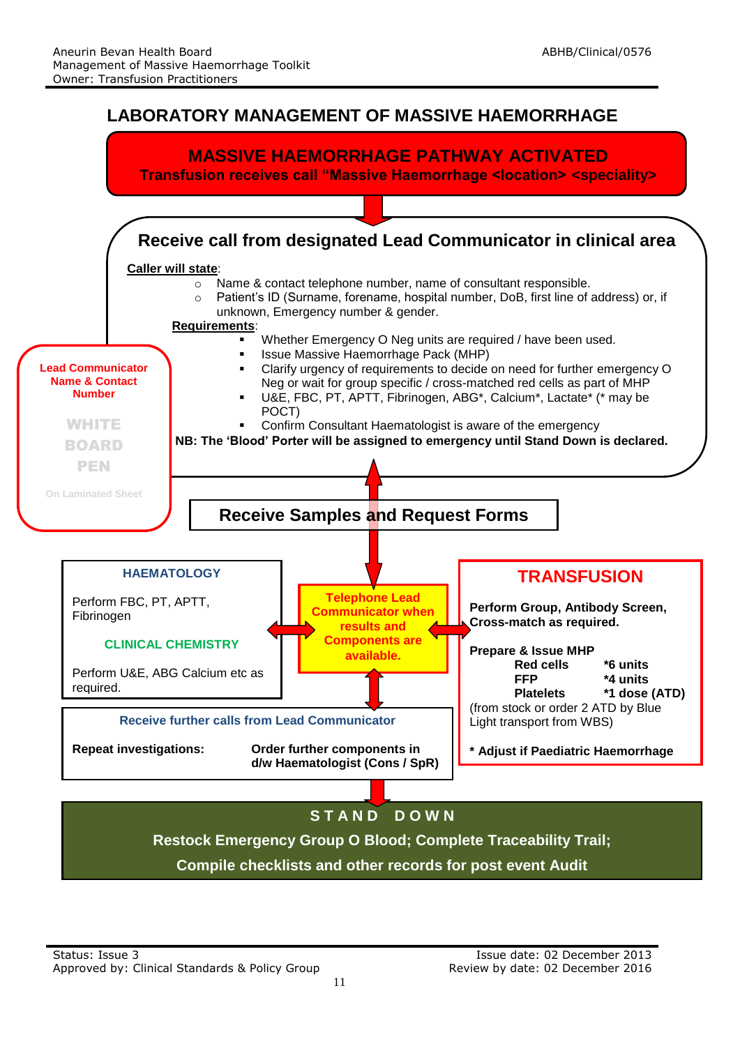# LABORATORY MANAGEMENT OF MASSIVE HAEMORRHAGE

## MASSIVE HAEMORRHAGE PATHWAY ACTIVATED

**Transfusion receives call "Massive Haemorrhage <location> <speciality>**

## Receive call from designated Lead Communicator in clinical area

**Caller will state**:

- Name & contact telephone number, name of consultant responsible.
- Patient's ID (Surname, forename, hospital number, DoB, first line of address) or, if unknown, Emergency number & gender.

**Requirements**:

- Whether Emergency O Neg units are required / have been used.
- Issue Massive Haemorrhage Pack (MHP)
- Clarify urgency of requirements to decide on need for further emergency O Neg or wait for group specific / cross-matched red cells as part of MHP
- U&E, FBC, PT, APTT, Fibrinogen, ABG*, Calcium*, Lactate* (* may be POCT)
- Confirm Consultant Haematologist is aware of the emergency

**NB: The 'Blood' Porter will be assigned to emergency until Stand Down is declared.**

**Lead Communicator Name & Contact Number**

WHITE BOARD PEN

On Laminated Sheet

## Receive Samples and Request Forms

### HAEMATOLOGY

Perform FBC, PT, APTT, Fibrinogen

### CLINICAL CHEMISTRY

Perform U&E, ABG Calcium etc as required.

**Telephone Lead Communicator when results and Components are available.**

### TRANSFUSION

**Perform Group, Antibody Screen, Cross-match as required.**

**Prepare & Issue MHP**

| | |
|---|---|
| **Red cells** | ***6 units** |
| **FFP** | ***4 units** |
| **Platelets** | ***1 dose (ATD)** |

(from stock or order 2 ATD by Blue Light transport from WBS)

**\* Adjust if Paediatric Haemorrhage**

### Receive further calls from Lead Communicator

**Repeat investigations:**

**Order further components in d/w Haematologist (Cons / SpR)**

## STAND DOWN

**Restock Emergency Group O Blood; Complete Traceability Trail;**

**Compile checklists and other records for post event Audit**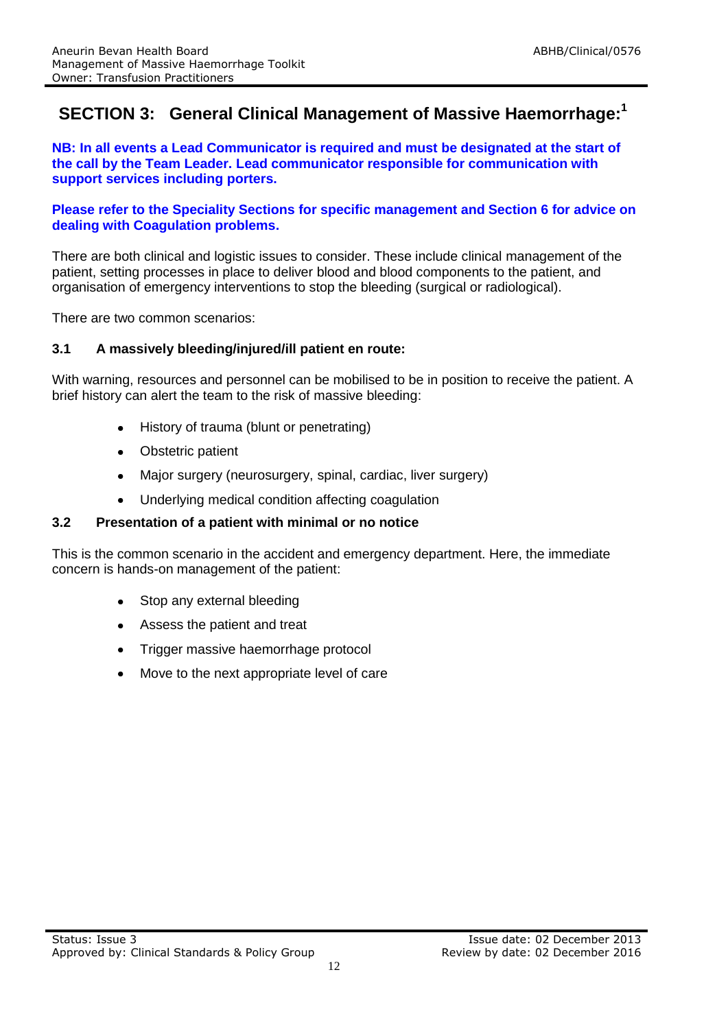## SECTION 3: General Clinical Management of Massive Haemorrhage:[1]

**NB: In all events a Lead Communicator is required and must be designated at the start of the call by the Team Leader. Lead communicator responsible for communication with support services including porters.**

**Please refer to the Speciality Sections for specific management and Section 6 for advice on dealing with Coagulation problems.**

There are both clinical and logistic issues to consider. These include clinical management of the patient, setting processes in place to deliver blood and blood components to the patient, and organisation of emergency interventions to stop the bleeding (surgical or radiological).

There are two common scenarios:

### 3.1 A massively bleeding/injured/ill patient en route:

With warning, resources and personnel can be mobilised to be in position to receive the patient. A brief history can alert the team to the risk of massive bleeding:

- History of trauma (blunt or penetrating)
- Obstetric patient
- Major surgery (neurosurgery, spinal, cardiac, liver surgery)
- Underlying medical condition affecting coagulation

### 3.2 Presentation of a patient with minimal or no notice

This is the common scenario in the accident and emergency department. Here, the immediate concern is hands-on management of the patient:

- Stop any external bleeding
- Assess the patient and treat
- Trigger massive haemorrhage protocol
- Move to the next appropriate level of care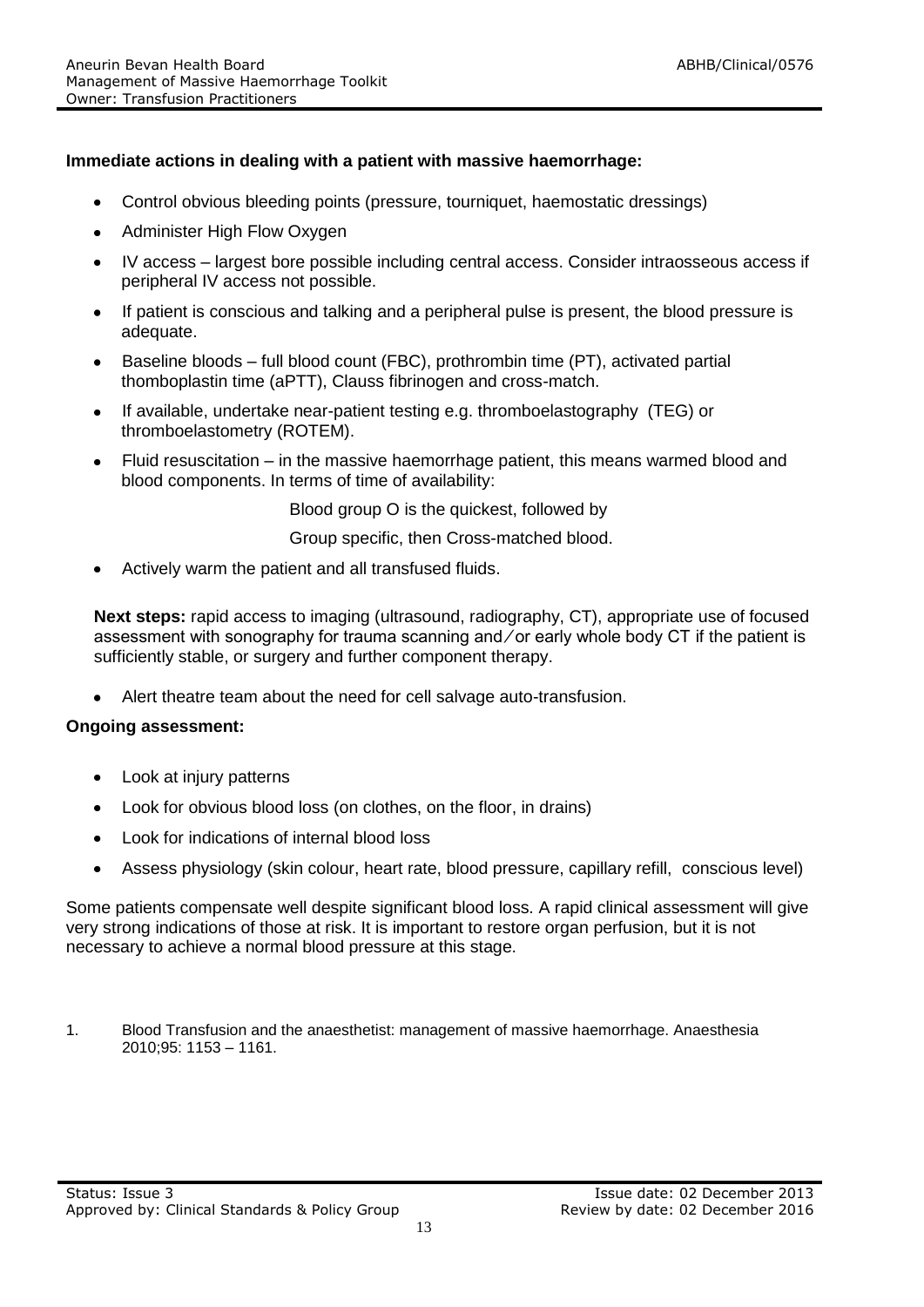**Immediate actions in dealing with a patient with massive haemorrhage:**

- Control obvious bleeding points (pressure, tourniquet, haemostatic dressings)
- Administer High Flow Oxygen
- IV access – largest bore possible including central access. Consider intraosseous access if peripheral IV access not possible.
- If patient is conscious and talking and a peripheral pulse is present, the blood pressure is adequate.
- Baseline bloods – full blood count (FBC), prothrombin time (PT), activated partial thomboplastin time (aPTT), Clauss fibrinogen and cross-match.
- If available, undertake near-patient testing e.g. thromboelastography (TEG) or thromboelastometry (ROTEM).
- Fluid resuscitation – in the massive haemorrhage patient, this means warmed blood and blood components. In terms of time of availability:

  Blood group O is the quickest, followed by

  Group specific, then Cross-matched blood.
- Actively warm the patient and all transfused fluids.

**Next steps:** rapid access to imaging (ultrasound, radiography, CT), appropriate use of focused assessment with sonography for trauma scanning and/or early whole body CT if the patient is sufficiently stable, or surgery and further component therapy.

- Alert theatre team about the need for cell salvage auto-transfusion.

**Ongoing assessment:**

- Look at injury patterns
- Look for obvious blood loss (on clothes, on the floor, in drains)
- Look for indications of internal blood loss
- Assess physiology (skin colour, heart rate, blood pressure, capillary refill, conscious level)

Some patients compensate well despite significant blood loss. A rapid clinical assessment will give very strong indications of those at risk. It is important to restore organ perfusion, but it is not necessary to achieve a normal blood pressure at this stage.

1. Blood Transfusion and the anaesthetist: management of massive haemorrhage. Anaesthesia 2010;95: 1153 – 1161.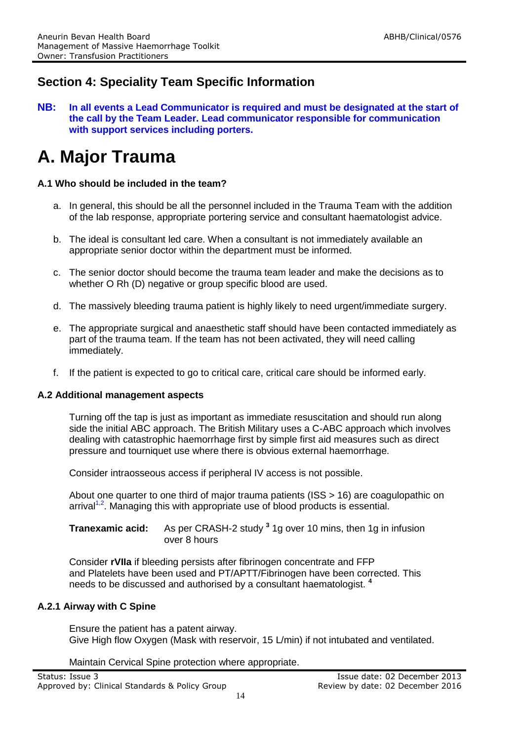## Section 4: Speciality Team Specific Information

**NB: In all events a Lead Communicator is required and must be designated at the start of the call by the Team Leader. Lead communicator responsible for communication with support services including porters.**

# A. Major Trauma

### A.1 Who should be included in the team?

a. In general, this should be all the personnel included in the Trauma Team with the addition of the lab response, appropriate portering service and consultant haematologist advice.

b. The ideal is consultant led care. When a consultant is not immediately available an appropriate senior doctor within the department must be informed.

c. The senior doctor should become the trauma team leader and make the decisions as to whether O Rh (D) negative or group specific blood are used.

d. The massively bleeding trauma patient is highly likely to need urgent/immediate surgery.

e. The appropriate surgical and anaesthetic staff should have been contacted immediately as part of the trauma team. If the team has not been activated, they will need calling immediately.

f. If the patient is expected to go to critical care, critical care should be informed early.

### A.2 Additional management aspects

Turning off the tap is just as important as immediate resuscitation and should run along side the initial ABC approach. The British Military uses a C-ABC approach which involves dealing with catastrophic haemorrhage first by simple first aid measures such as direct pressure and tourniquet use where there is obvious external haemorrhage.

Consider intraosseous access if peripheral IV access is not possible.

About one quarter to one third of major trauma patients (ISS > 16) are coagulopathic on arrival[1,2]. Managing this with appropriate use of blood products is essential.

**Tranexamic acid:** As per CRASH-2 study [3] 1g over 10 mins, then 1g in infusion over 8 hours

Consider **rVIIa** if bleeding persists after fibrinogen concentrate and FFP and Platelets have been used and PT/APTT/Fibrinogen have been corrected. This needs to be discussed and authorised by a consultant haematologist. [4]

### A.2.1 Airway with C Spine

Ensure the patient has a patent airway.
Give High flow Oxygen (Mask with reservoir, 15 L/min) if not intubated and ventilated.

Maintain Cervical Spine protection where appropriate.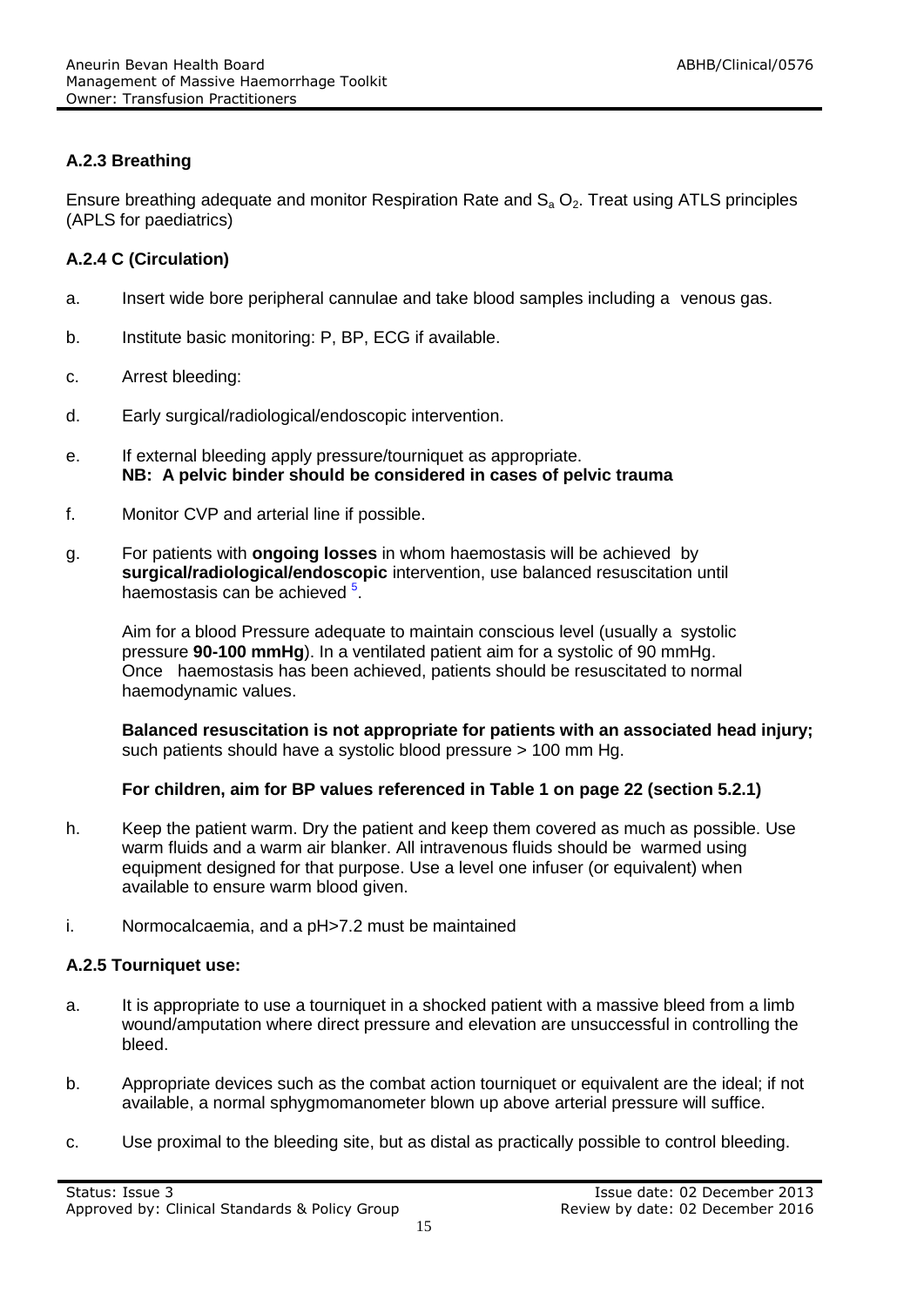### A.2.3 Breathing

Ensure breathing adequate and monitor Respiration Rate and $S_a O_2$. Treat using ATLS principles (APLS for paediatrics)

### A.2.4 C (Circulation)

a. Insert wide bore peripheral cannulae and take blood samples including a venous gas.

b. Institute basic monitoring: P, BP, ECG if available.

c. Arrest bleeding:

d. Early surgical/radiological/endoscopic intervention.

e. If external bleeding apply pressure/tourniquet as appropriate.
**NB: A pelvic binder should be considered in cases of pelvic trauma**

f. Monitor CVP and arterial line if possible.

g. For patients with **ongoing losses** in whom haemostasis will be achieved by **surgical/radiological/endoscopic** intervention, use balanced resuscitation until haemostasis can be achieved [5].

Aim for a blood Pressure adequate to maintain conscious level (usually a systolic pressure **90-100 mmHg**). In a ventilated patient aim for a systolic of 90 mmHg. Once haemostasis has been achieved, patients should be resuscitated to normal haemodynamic values.

**Balanced resuscitation is not appropriate for patients with an associated head injury;** such patients should have a systolic blood pressure > 100 mm Hg.

**For children, aim for BP values referenced in Table 1 on page 22 (section 5.2.1)**

h. Keep the patient warm. Dry the patient and keep them covered as much as possible. Use warm fluids and a warm air blanker. All intravenous fluids should be warmed using equipment designed for that purpose. Use a level one infuser (or equivalent) when available to ensure warm blood given.

i. Normocalcaemia, and a pH>7.2 must be maintained

### A.2.5 Tourniquet use:

a. It is appropriate to use a tourniquet in a shocked patient with a massive bleed from a limb wound/amputation where direct pressure and elevation are unsuccessful in controlling the bleed.

b. Appropriate devices such as the combat action tourniquet or equivalent are the ideal; if not available, a normal sphygmomanometer blown up above arterial pressure will suffice.

c. Use proximal to the bleeding site, but as distal as practically possible to control bleeding.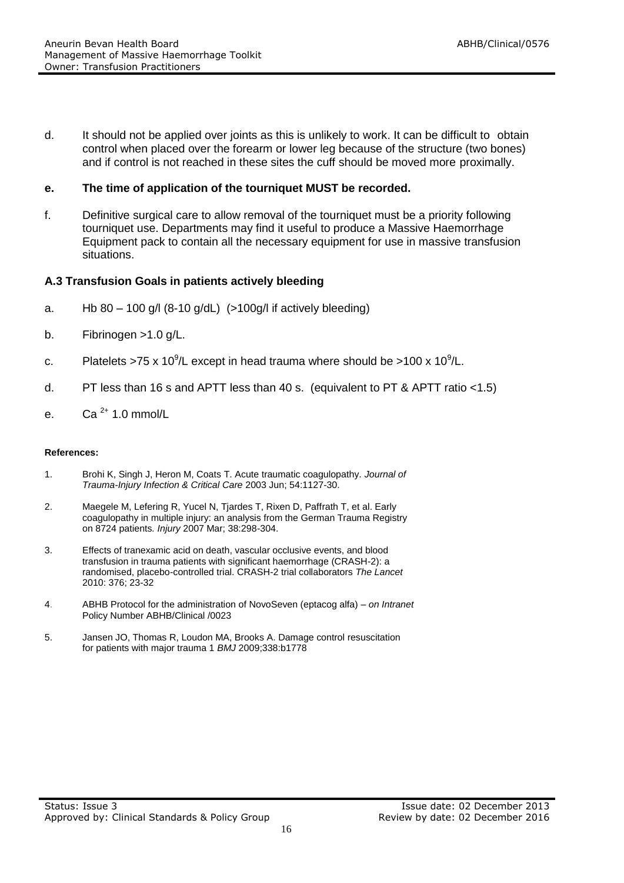d. It should not be applied over joints as this is unlikely to work. It can be difficult to obtain control when placed over the forearm or lower leg because of the structure (two bones) and if control is not reached in these sites the cuff should be moved more proximally.

**e. The time of application of the tourniquet MUST be recorded.**

f. Definitive surgical care to allow removal of the tourniquet must be a priority following tourniquet use. Departments may find it useful to produce a Massive Haemorrhage Equipment pack to contain all the necessary equipment for use in massive transfusion situations.

### A.3 Transfusion Goals in patients actively bleeding

a. Hb 80 – 100 g/l (8-10 g/dL) (>100g/l if actively bleeding)

b. Fibrinogen >1.0 g/L.

c. Platelets >75 x $10^9$/L except in head trauma where should be >100 x $10^9$/L.

d. PT less than 16 s and APTT less than 40 s. (equivalent to PT & APTT ratio <1.5)

e. $Ca^{2+}$ 1.0 mmol/L

**References:**

1. Brohi K, Singh J, Heron M, Coats T. Acute traumatic coagulopathy. *Journal of Trauma-Injury Infection & Critical Care* 2003 Jun; 54:1127-30.
2. Maegele M, Lefering R, Yucel N, Tjardes T, Rixen D, Paffrath T, et al. Early coagulopathy in multiple injury: an analysis from the German Trauma Registry on 8724 patients*. Injury* 2007 Mar; 38:298-304.
3. Effects of tranexamic acid on death, vascular occlusive events, and blood transfusion in trauma patients with significant haemorrhage (CRASH-2): a randomised, placebo-controlled trial. CRASH-2 trial collaborators *The Lancet* 2010: 376; 23-32
4. ABHB Protocol for the administration of NovoSeven (eptacog alfa) – *on Intranet* Policy Number ABHB/Clinical /0023
5. Jansen JO, Thomas R, Loudon MA, Brooks A. Damage control resuscitation for patients with major trauma 1 *BMJ* 2009;338:b1778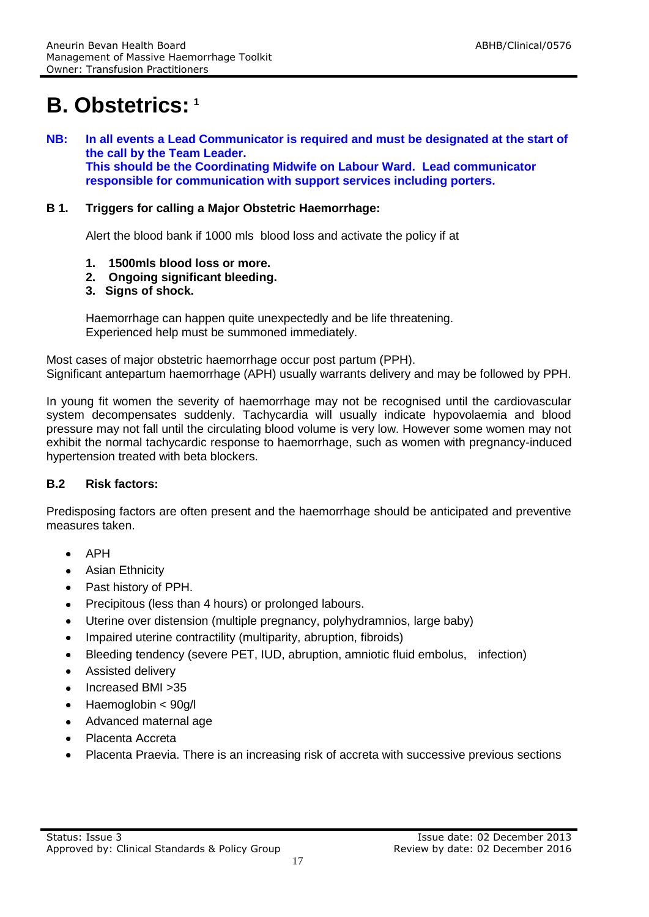# B. Obstetrics: [1]

**NB: In all events a Lead Communicator is required and must be designated at the start of the call by the Team Leader. This should be the Coordinating Midwife on Labour Ward. Lead communicator responsible for communication with support services including porters.**

### B 1. Triggers for calling a Major Obstetric Haemorrhage:

Alert the blood bank if 1000 mls blood loss and activate the policy if at

1. **1500mls blood loss or more.**
2. **Ongoing significant bleeding.**
3. **Signs of shock.**

Haemorrhage can happen quite unexpectedly and be life threatening. Experienced help must be summoned immediately.

Most cases of major obstetric haemorrhage occur post partum (PPH). Significant antepartum haemorrhage (APH) usually warrants delivery and may be followed by PPH.

In young fit women the severity of haemorrhage may not be recognised until the cardiovascular system decompensates suddenly. Tachycardia will usually indicate hypovolaemia and blood pressure may not fall until the circulating blood volume is very low. However some women may not exhibit the normal tachycardic response to haemorrhage, such as women with pregnancy-induced hypertension treated with beta blockers.

### B.2 Risk factors:

Predisposing factors are often present and the haemorrhage should be anticipated and preventive measures taken.

- APH
- Asian Ethnicity
- Past history of PPH.
- Precipitous (less than 4 hours) or prolonged labours.
- Uterine over distension (multiple pregnancy, polyhydramnios, large baby)
- Impaired uterine contractility (multiparity, abruption, fibroids)
- Bleeding tendency (severe PET, IUD, abruption, amniotic fluid embolus, infection)
- Assisted delivery
- Increased BMI >35
- Haemoglobin < 90g/l
- Advanced maternal age
- Placenta Accreta
- Placenta Praevia. There is an increasing risk of accreta with successive previous sections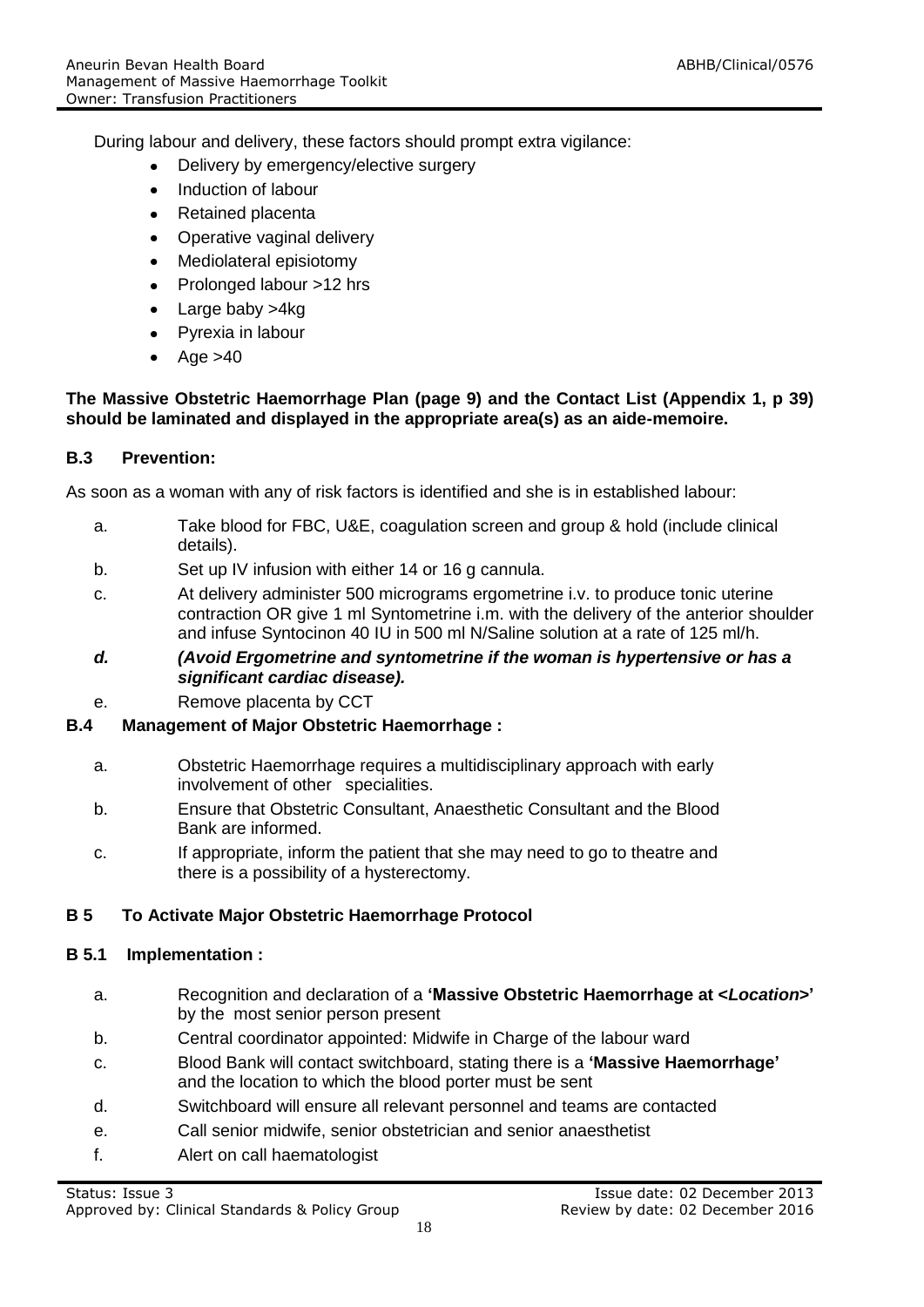During labour and delivery, these factors should prompt extra vigilance:

- Delivery by emergency/elective surgery
- Induction of labour
- Retained placenta
- Operative vaginal delivery
- Mediolateral episiotomy
- Prolonged labour >12 hrs
- Large baby >4kg
- Pyrexia in labour
- Age >40

**The Massive Obstetric Haemorrhage Plan (page 9) and the Contact List (Appendix 1, p 39) should be laminated and displayed in the appropriate area(s) as an aide-memoire.**

### B.3 Prevention:

As soon as a woman with any of risk factors is identified and she is in established labour:

a. Take blood for FBC, U&E, coagulation screen and group & hold (include clinical details).

b. Set up IV infusion with either 14 or 16 g cannula.

c. At delivery administer 500 micrograms ergometrine i.v. to produce tonic uterine contraction OR give 1 ml Syntometrine i.m. with the delivery of the anterior shoulder and infuse Syntocinon 40 IU in 500 ml N/Saline solution at a rate of 125 ml/h.

***d. (Avoid Ergometrine and syntometrine if the woman is hypertensive or has a significant cardiac disease).***

e. Remove placenta by CCT

### B.4 Management of Major Obstetric Haemorrhage :

a. Obstetric Haemorrhage requires a multidisciplinary approach with early involvement of other specialities.

b. Ensure that Obstetric Consultant, Anaesthetic Consultant and the Blood Bank are informed.

c. If appropriate, inform the patient that she may need to go to theatre and there is a possibility of a hysterectomy.

### B 5 To Activate Major Obstetric Haemorrhage Protocol

#### B 5.1 Implementation :

a. Recognition and declaration of a **'Massive Obstetric Haemorrhage at <*Location*>'** by the most senior person present

b. Central coordinator appointed: Midwife in Charge of the labour ward

c. Blood Bank will contact switchboard, stating there is a **'Massive Haemorrhage'** and the location to which the blood porter must be sent

d. Switchboard will ensure all relevant personnel and teams are contacted

e. Call senior midwife, senior obstetrician and senior anaesthetist

f. Alert on call haematologist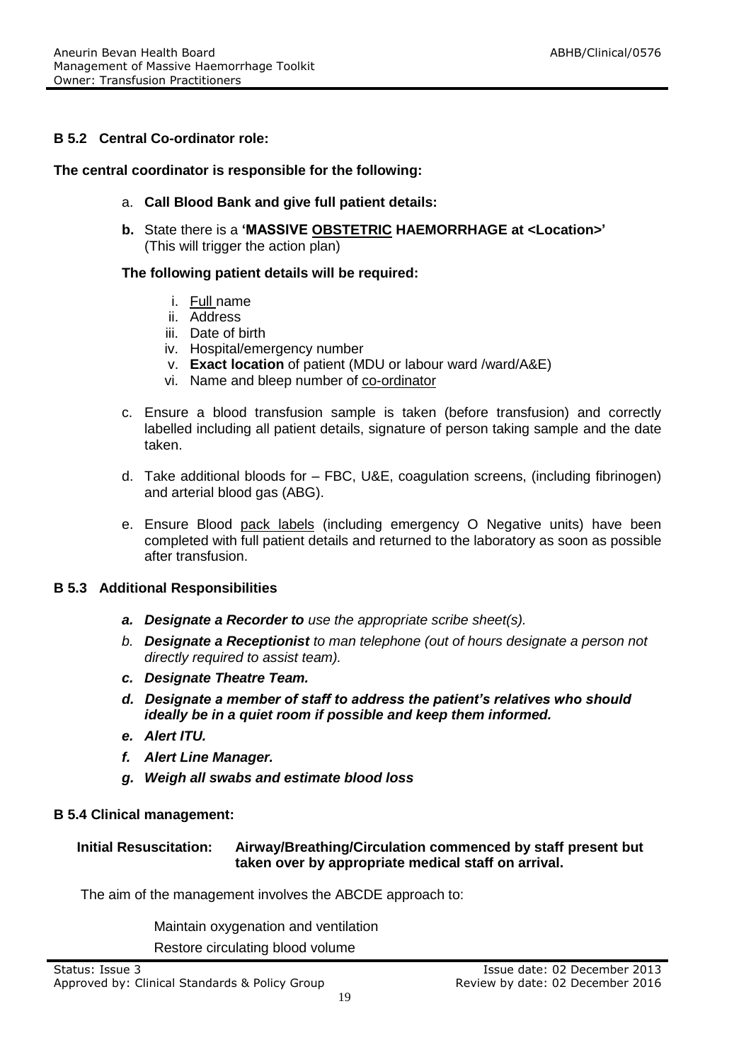### B 5.2 Central Co-ordinator role:

**The central coordinator is responsible for the following:**

a. **Call Blood Bank and give full patient details:**

b. State there is a **'MASSIVE OBSTETRIC HAEMORRHAGE at <Location>'** (This will trigger the action plan)

**The following patient details will be required:**

i. Full name
ii. Address
iii. Date of birth
iv. Hospital/emergency number
v. **Exact location** of patient (MDU or labour ward /ward/A&E)
vi. Name and bleep number of co-ordinator

c. Ensure a blood transfusion sample is taken (before transfusion) and correctly labelled including all patient details, signature of person taking sample and the date taken.

d. Take additional bloods for – FBC, U&E, coagulation screens, (including fibrinogen) and arterial blood gas (ABG).

e. Ensure Blood pack labels (including emergency O Negative units) have been completed with full patient details and returned to the laboratory as soon as possible after transfusion.

### B 5.3 Additional Responsibilities

*a.* ***Designate a Recorder to*** *use the appropriate scribe sheet(s).*
*b.* ***Designate a Receptionist*** *to man telephone (out of hours designate a person not directly required to assist team).*
***c. Designate Theatre Team.***
***d. Designate a member of staff to address the patient's relatives who should ideally be in a quiet room if possible and keep them informed.***
***e. Alert ITU.***
***f. Alert Line Manager.***
***g. Weigh all swabs and estimate blood loss***

### B 5.4 Clinical management:

**Initial Resuscitation: Airway/Breathing/Circulation commenced by staff present but taken over by appropriate medical staff on arrival.**

The aim of the management involves the ABCDE approach to:

Maintain oxygenation and ventilation

Restore circulating blood volume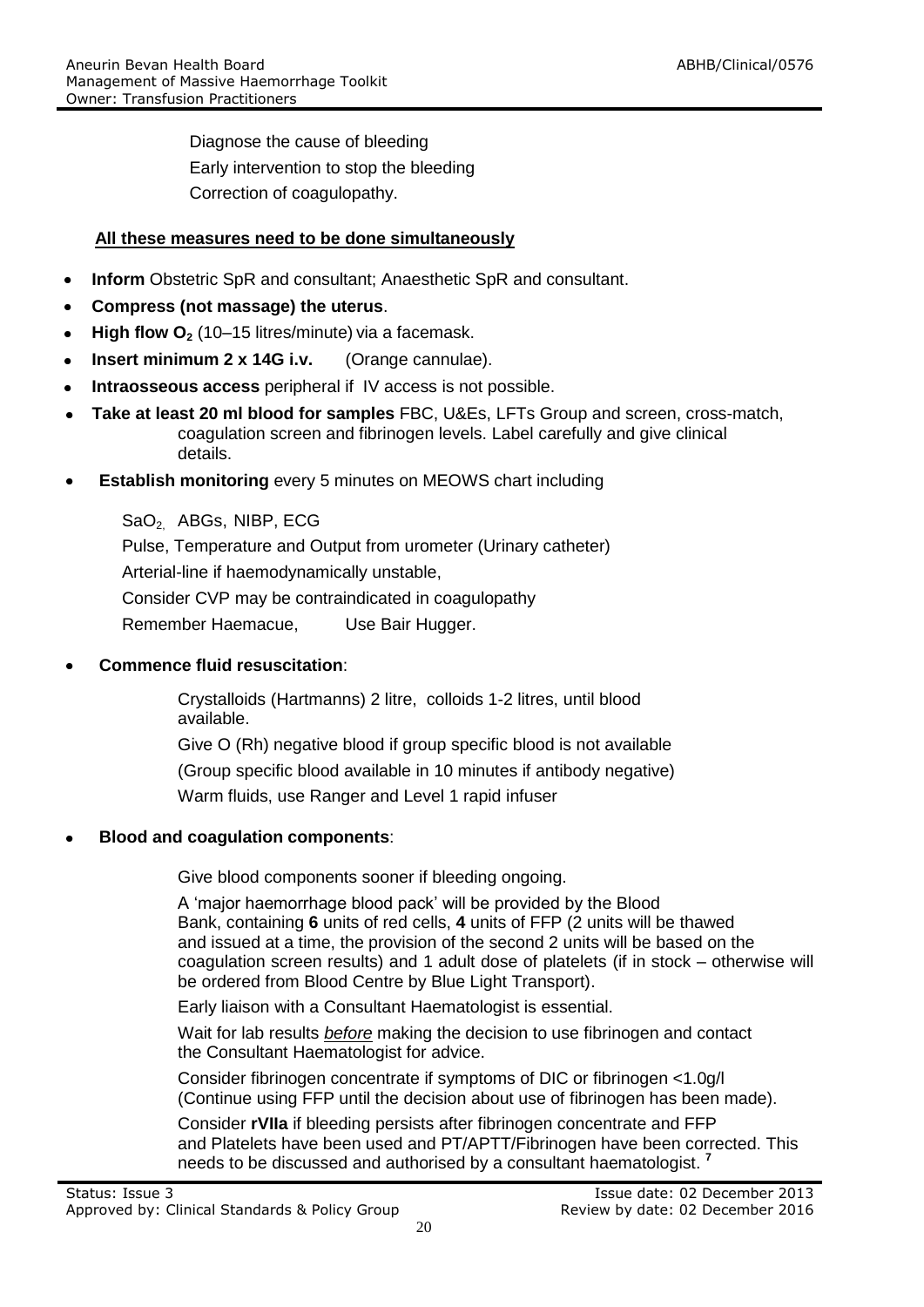Diagnose the cause of bleeding

Early intervention to stop the bleeding

Correction of coagulopathy.

**All these measures need to be done simultaneously**

- **Inform** Obstetric SpR and consultant; Anaesthetic SpR and consultant.
- **Compress (not massage) the uterus**.
- **High flow $O_2$** (10–15 litres/minute) via a facemask.
- **Insert minimum 2 x 14G i.v.** (Orange cannulae).
- **Intraosseous access** peripheral if IV access is not possible.
- **Take at least 20 ml blood for samples** FBC, U&Es, LFTs Group and screen, cross-match, coagulation screen and fibrinogen levels. Label carefully and give clinical details.
- **Establish monitoring** every 5 minutes on MEOWS chart including

  $SaO_2$, ABGs, NIBP, ECG

  Pulse, Temperature and Output from urometer (Urinary catheter)

  Arterial-line if haemodynamically unstable,

  Consider CVP may be contraindicated in coagulopathy

  Remember Haemacue, Use Bair Hugger.

- **Commence fluid resuscitation**:

  Crystalloids (Hartmanns) 2 litre, colloids 1-2 litres, until blood available.

  Give O (Rh) negative blood if group specific blood is not available

  (Group specific blood available in 10 minutes if antibody negative)

  Warm fluids, use Ranger and Level 1 rapid infuser

- **Blood and coagulation components**:

  Give blood components sooner if bleeding ongoing.

  A 'major haemorrhage blood pack' will be provided by the Blood Bank, containing **6** units of red cells, **4** units of FFP (2 units will be thawed and issued at a time, the provision of the second 2 units will be based on the coagulation screen results) and 1 adult dose of platelets (if in stock – otherwise will be ordered from Blood Centre by Blue Light Transport).

  Early liaison with a Consultant Haematologist is essential.

  Wait for lab results ***before*** making the decision to use fibrinogen and contact the Consultant Haematologist for advice.

  Consider fibrinogen concentrate if symptoms of DIC or fibrinogen <1.0g/l (Continue using FFP until the decision about use of fibrinogen has been made).

  Consider **rVIIa** if bleeding persists after fibrinogen concentrate and FFP and Platelets have been used and PT/APTT/Fibrinogen have been corrected. This needs to be discussed and authorised by a consultant haematologist. [7]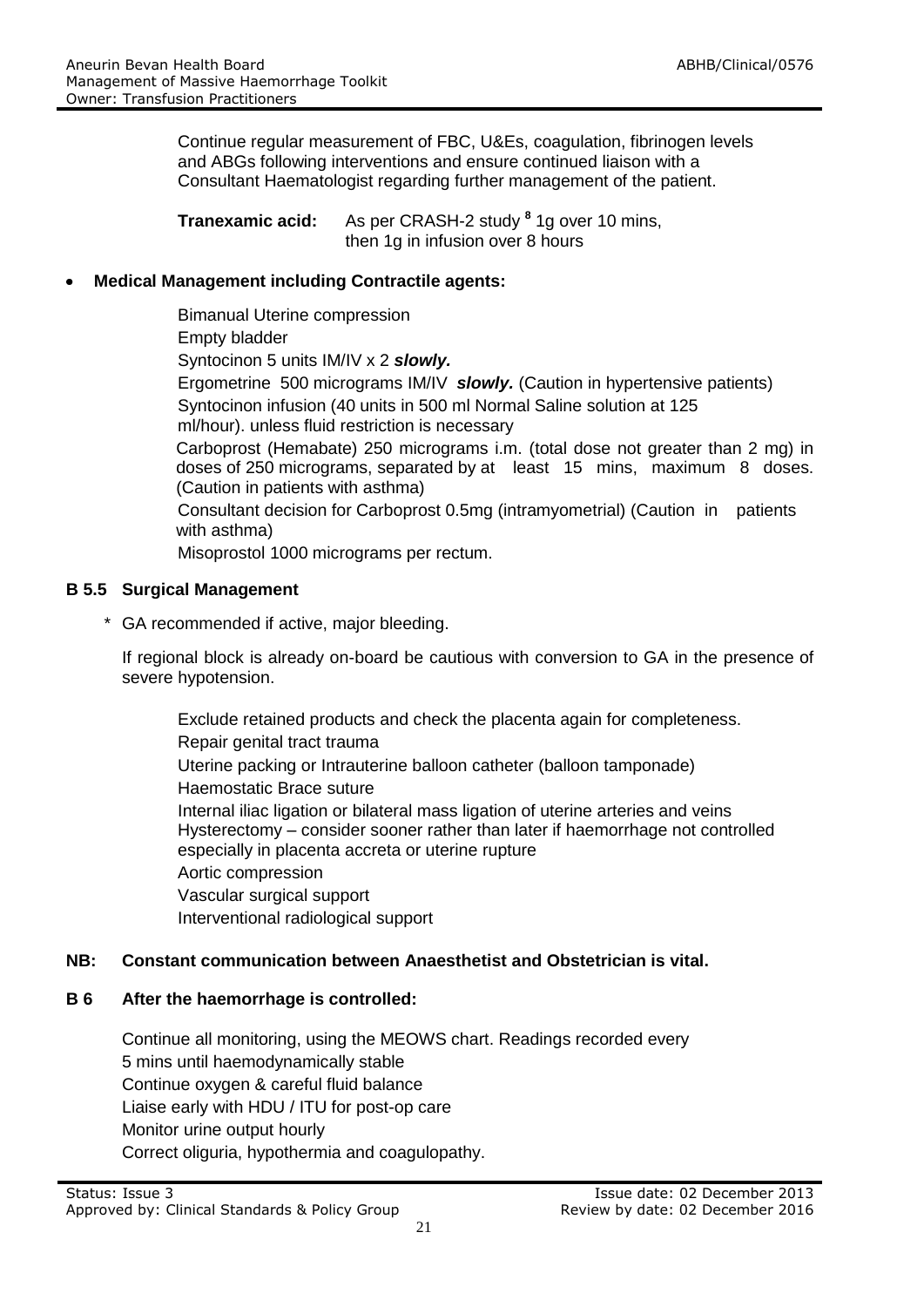Continue regular measurement of FBC, U&Es, coagulation, fibrinogen levels and ABGs following interventions and ensure continued liaison with a Consultant Haematologist regarding further management of the patient.

**Tranexamic acid:** As per CRASH-2 study [8] 1g over 10 mins, then 1g in infusion over 8 hours

- **Medical Management including Contractile agents:**

  Bimanual Uterine compression
  Empty bladder
  Syntocinon 5 units IM/IV x 2 ***slowly.***
  Ergometrine 500 micrograms IM/IV ***slowly.*** (Caution in hypertensive patients)
  Syntocinon infusion (40 units in 500 ml Normal Saline solution at 125 ml/hour). unless fluid restriction is necessary
  Carboprost (Hemabate) 250 micrograms i.m. (total dose not greater than 2 mg) in doses of 250 micrograms, separated by at least 15 mins, maximum 8 doses. (Caution in patients with asthma)
  Consultant decision for Carboprost 0.5mg (intramyometrial) (Caution in patients with asthma)
  Misoprostol 1000 micrograms per rectum.

### B 5.5 Surgical Management

* GA recommended if active, major bleeding.

If regional block is already on-board be cautious with conversion to GA in the presence of severe hypotension.

Exclude retained products and check the placenta again for completeness.
Repair genital tract trauma
Uterine packing or Intrauterine balloon catheter (balloon tamponade)
Haemostatic Brace suture
Internal iliac ligation or bilateral mass ligation of uterine arteries and veins
Hysterectomy – consider sooner rather than later if haemorrhage not controlled especially in placenta accreta or uterine rupture
Aortic compression
Vascular surgical support
Interventional radiological support

**NB: Constant communication between Anaesthetist and Obstetrician is vital.**

### B 6 After the haemorrhage is controlled:

Continue all monitoring, using the MEOWS chart. Readings recorded every 5 mins until haemodynamically stable
Continue oxygen & careful fluid balance
Liaise early with HDU / ITU for post-op care
Monitor urine output hourly
Correct oliguria, hypothermia and coagulopathy.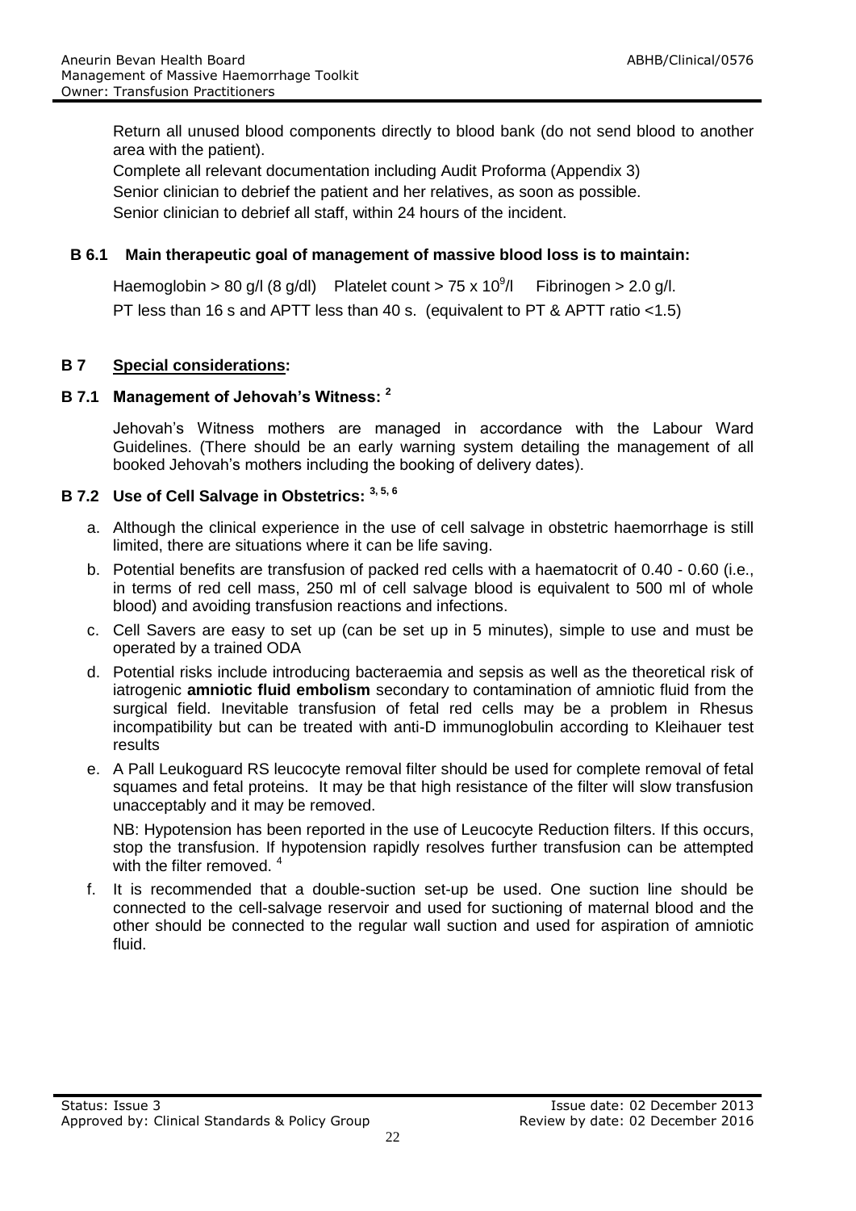Return all unused blood components directly to blood bank (do not send blood to another area with the patient).

Complete all relevant documentation including Audit Proforma (Appendix 3)

Senior clinician to debrief the patient and her relatives, as soon as possible.

Senior clinician to debrief all staff, within 24 hours of the incident.

### B 6.1 Main therapeutic goal of management of massive blood loss is to maintain:

Haemoglobin > 80 g/l (8 g/dl) Platelet count > 75 x $10^9$/l Fibrinogen > 2.0 g/l.

PT less than 16 s and APTT less than 40 s. (equivalent to PT & APTT ratio <1.5)

## B 7 Special considerations:

### B 7.1 Management of Jehovah's Witness: [2]

Jehovah's Witness mothers are managed in accordance with the Labour Ward Guidelines. (There should be an early warning system detailing the management of all booked Jehovah's mothers including the booking of delivery dates).

### B 7.2 Use of Cell Salvage in Obstetrics: [3, 5, 6]

a. Although the clinical experience in the use of cell salvage in obstetric haemorrhage is still limited, there are situations where it can be life saving.

b. Potential benefits are transfusion of packed red cells with a haematocrit of 0.40 - 0.60 (i.e., in terms of red cell mass, 250 ml of cell salvage blood is equivalent to 500 ml of whole blood) and avoiding transfusion reactions and infections.

c. Cell Savers are easy to set up (can be set up in 5 minutes), simple to use and must be operated by a trained ODA

d. Potential risks include introducing bacteraemia and sepsis as well as the theoretical risk of iatrogenic **amniotic fluid embolism** secondary to contamination of amniotic fluid from the surgical field. Inevitable transfusion of fetal red cells may be a problem in Rhesus incompatibility but can be treated with anti-D immunoglobulin according to Kleihauer test results

e. A Pall Leukoguard RS leucocyte removal filter should be used for complete removal of fetal squames and fetal proteins. It may be that high resistance of the filter will slow transfusion unacceptably and it may be removed.

   NB: Hypotension has been reported in the use of Leucocyte Reduction filters. If this occurs, stop the transfusion. If hypotension rapidly resolves further transfusion can be attempted with the filter removed. [4]

f. It is recommended that a double-suction set-up be used. One suction line should be connected to the cell-salvage reservoir and used for suctioning of maternal blood and the other should be connected to the regular wall suction and used for aspiration of amniotic fluid.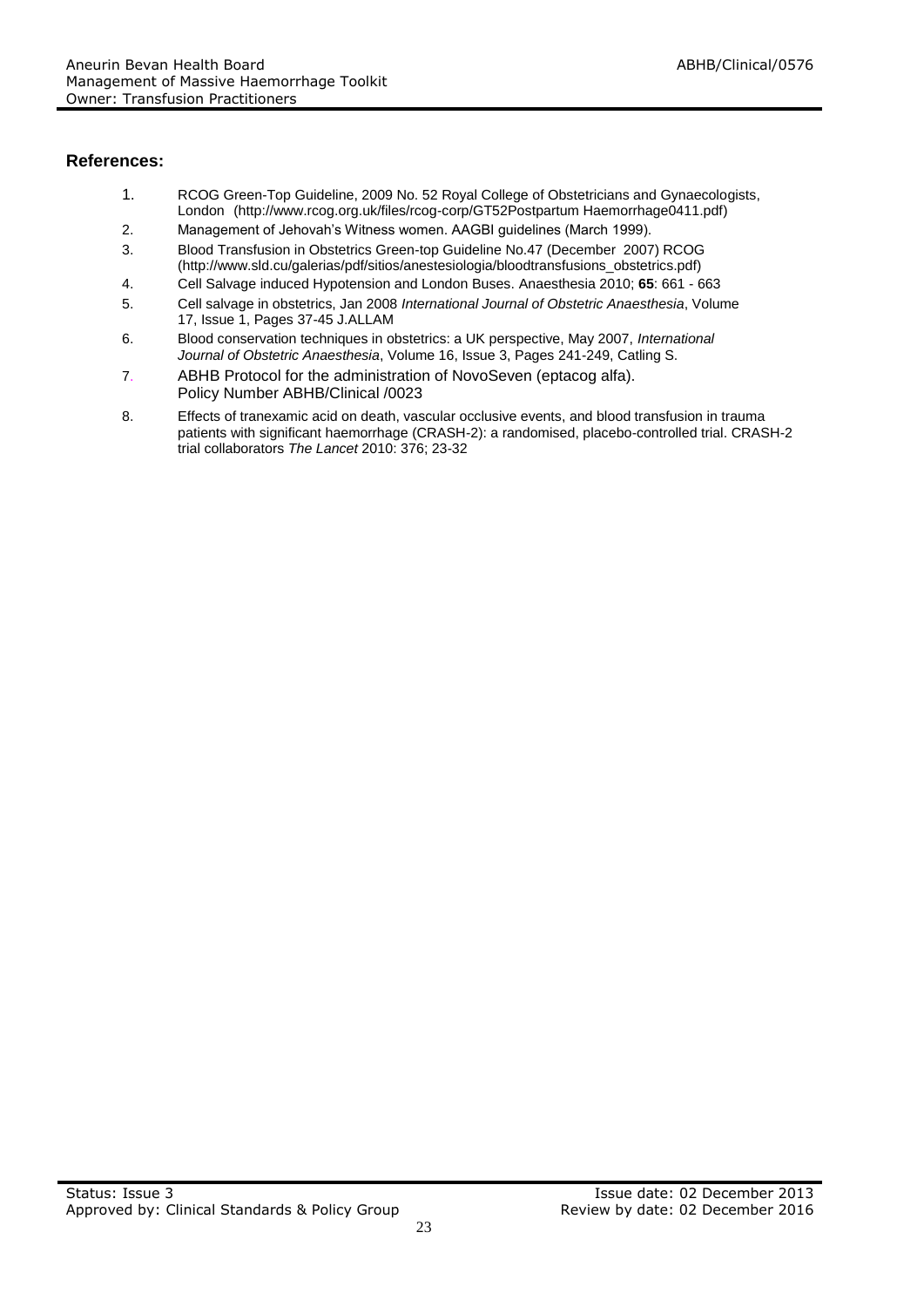## References:

1. RCOG Green-Top Guideline, 2009 No. 52 Royal College of Obstetricians and Gynaecologists, London (http://www.rcog.org.uk/files/rcog-corp/GT52Postpartum Haemorrhage0411.pdf)
2. Management of Jehovah's Witness women. AAGBI guidelines (March 1999).
3. Blood Transfusion in Obstetrics Green-top Guideline No.47 (December 2007) RCOG (http://www.sld.cu/galerias/pdf/sitios/anestesiologia/bloodtransfusions_obstetrics.pdf)
4. Cell Salvage induced Hypotension and London Buses. Anaesthesia 2010; **65**: 661 - 663
5. Cell salvage in obstetrics, Jan 2008 *International Journal of Obstetric Anaesthesia*, Volume 17, Issue 1, Pages 37-45 J.ALLAM
6. Blood conservation techniques in obstetrics: a UK perspective, May 2007, *International Journal of Obstetric Anaesthesia*, Volume 16, Issue 3, Pages 241-249, Catling S.
7. ABHB Protocol for the administration of NovoSeven (eptacog alfa). Policy Number ABHB/Clinical /0023
8. Effects of tranexamic acid on death, vascular occlusive events, and blood transfusion in trauma patients with significant haemorrhage (CRASH-2): a randomised, placebo-controlled trial. CRASH-2 trial collaborators *The Lancet* 2010: 376; 23-32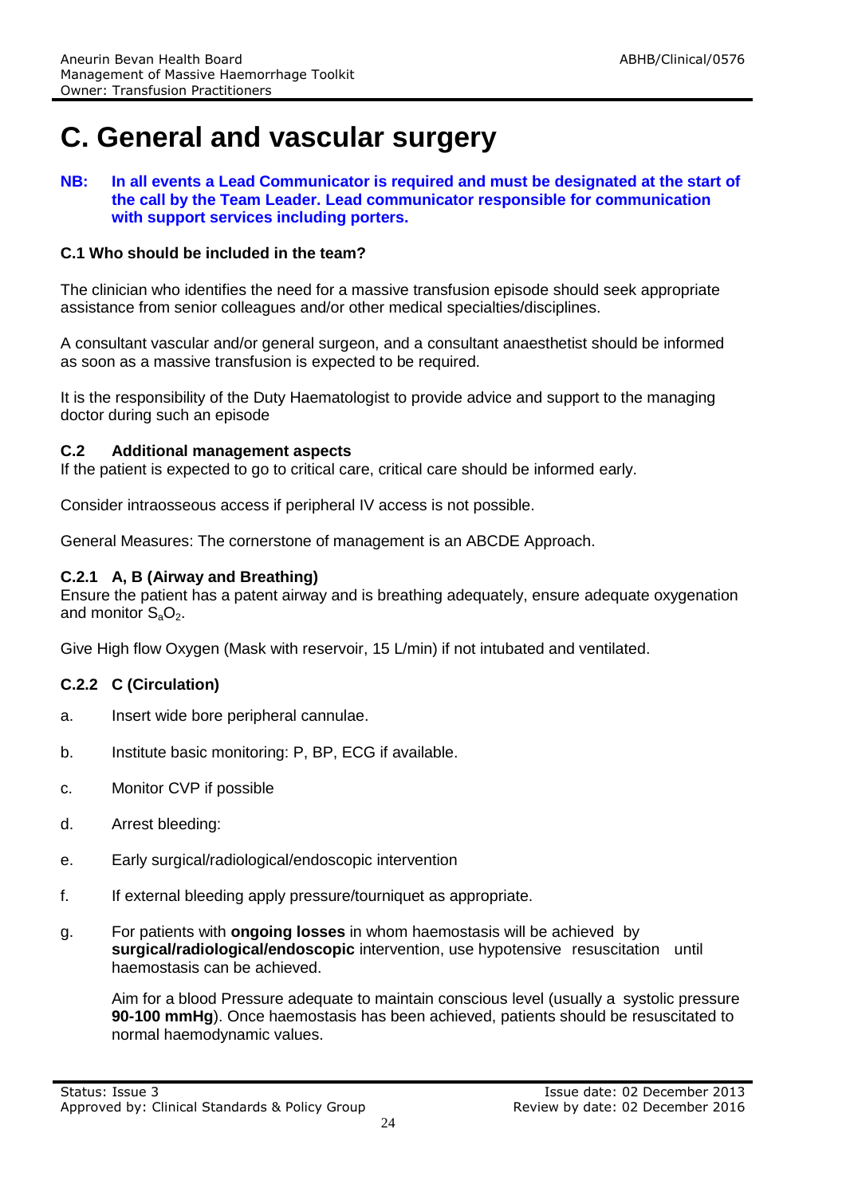# C. General and vascular surgery

**NB: In all events a Lead Communicator is required and must be designated at the start of the call by the Team Leader. Lead communicator responsible for communication with support services including porters.**

### C.1 Who should be included in the team?

The clinician who identifies the need for a massive transfusion episode should seek appropriate assistance from senior colleagues and/or other medical specialties/disciplines.

A consultant vascular and/or general surgeon, and a consultant anaesthetist should be informed as soon as a massive transfusion is expected to be required.

It is the responsibility of the Duty Haematologist to provide advice and support to the managing doctor during such an episode

### C.2 Additional management aspects

If the patient is expected to go to critical care, critical care should be informed early.

Consider intraosseous access if peripheral IV access is not possible.

General Measures: The cornerstone of management is an ABCDE Approach.

#### C.2.1 A, B (Airway and Breathing)

Ensure the patient has a patent airway and is breathing adequately, ensure adequate oxygenation and monitor $S_aO_2$.

Give High flow Oxygen (Mask with reservoir, 15 L/min) if not intubated and ventilated.

#### C.2.2 C (Circulation)

a. Insert wide bore peripheral cannulae.

b. Institute basic monitoring: P, BP, ECG if available.

c. Monitor CVP if possible

d. Arrest bleeding:

e. Early surgical/radiological/endoscopic intervention

f. If external bleeding apply pressure/tourniquet as appropriate.

g. For patients with **ongoing losses** in whom haemostasis will be achieved by **surgical/radiological/endoscopic** intervention, use hypotensive resuscitation until haemostasis can be achieved.

   Aim for a blood Pressure adequate to maintain conscious level (usually a systolic pressure **90-100 mmHg**). Once haemostasis has been achieved, patients should be resuscitated to normal haemodynamic values.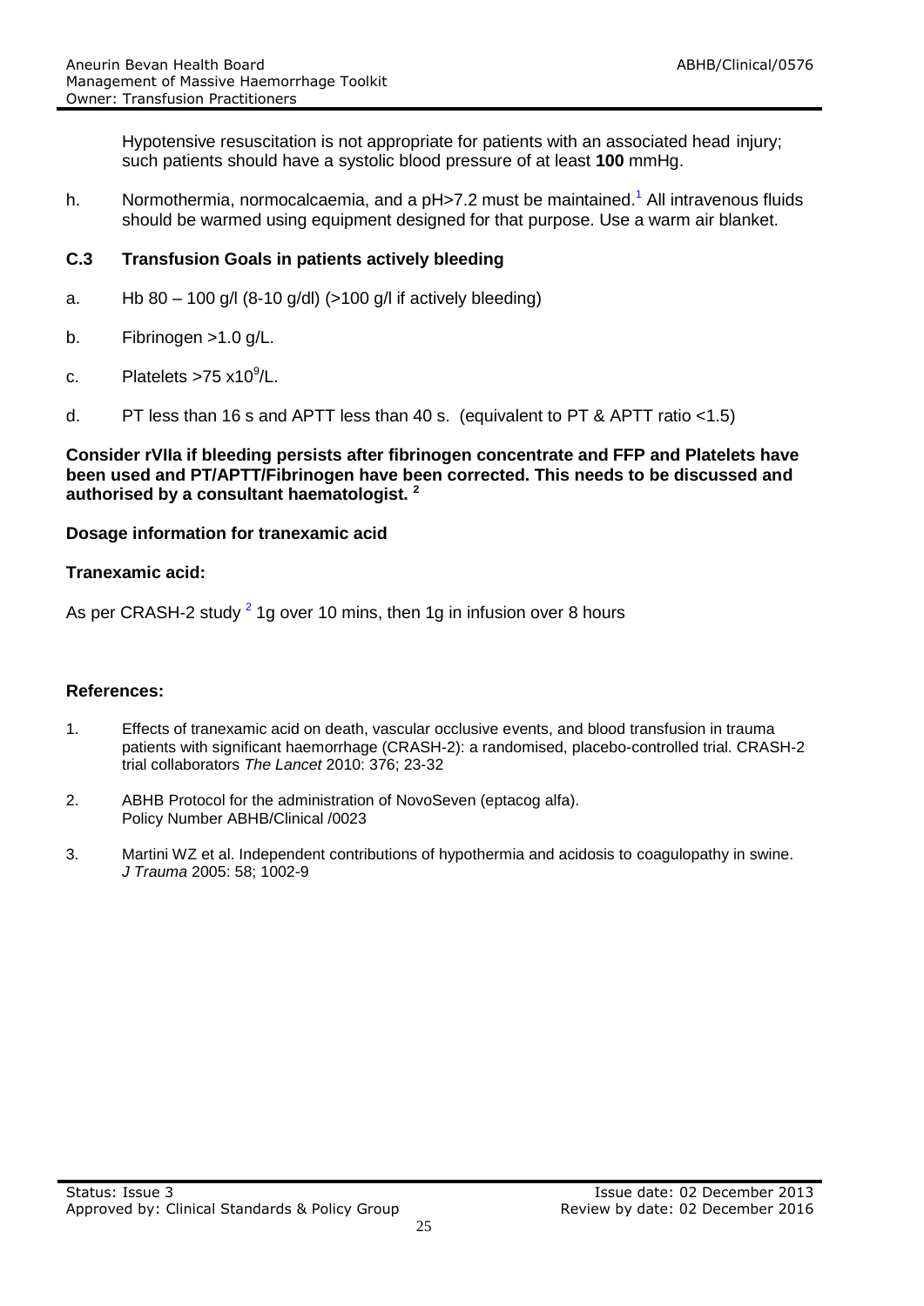Hypotensive resuscitation is not appropriate for patients with an associated head injury; such patients should have a systolic blood pressure of at least **100** mmHg.

h. Normothermia, normocalcaemia, and a pH>7.2 must be maintained.[1] All intravenous fluids should be warmed using equipment designed for that purpose. Use a warm air blanket.

### C.3 Transfusion Goals in patients actively bleeding

a. Hb 80 – 100 g/l (8-10 g/dl) (>100 g/l if actively bleeding)

b. Fibrinogen >1.0 g/L.

c. Platelets >75 x$10^9$/L.

d. PT less than 16 s and APTT less than 40 s. (equivalent to PT & APTT ratio <1.5)

**Consider rVIIa if bleeding persists after fibrinogen concentrate and FFP and Platelets have been used and PT/APTT/Fibrinogen have been corrected. This needs to be discussed and authorised by a consultant haematologist. [2]**

**Dosage information for tranexamic acid**

**Tranexamic acid:**

As per CRASH-2 study [2] 1g over 10 mins, then 1g in infusion over 8 hours

**References:**

1. Effects of tranexamic acid on death, vascular occlusive events, and blood transfusion in trauma patients with significant haemorrhage (CRASH-2): a randomised, placebo-controlled trial. CRASH-2 trial collaborators *The Lancet* 2010: 376; 23-32
2. ABHB Protocol for the administration of NovoSeven (eptacog alfa). Policy Number ABHB/Clinical /0023
3. Martini WZ et al. Independent contributions of hypothermia and acidosis to coagulopathy in swine. *J Trauma* 2005: 58; 1002-9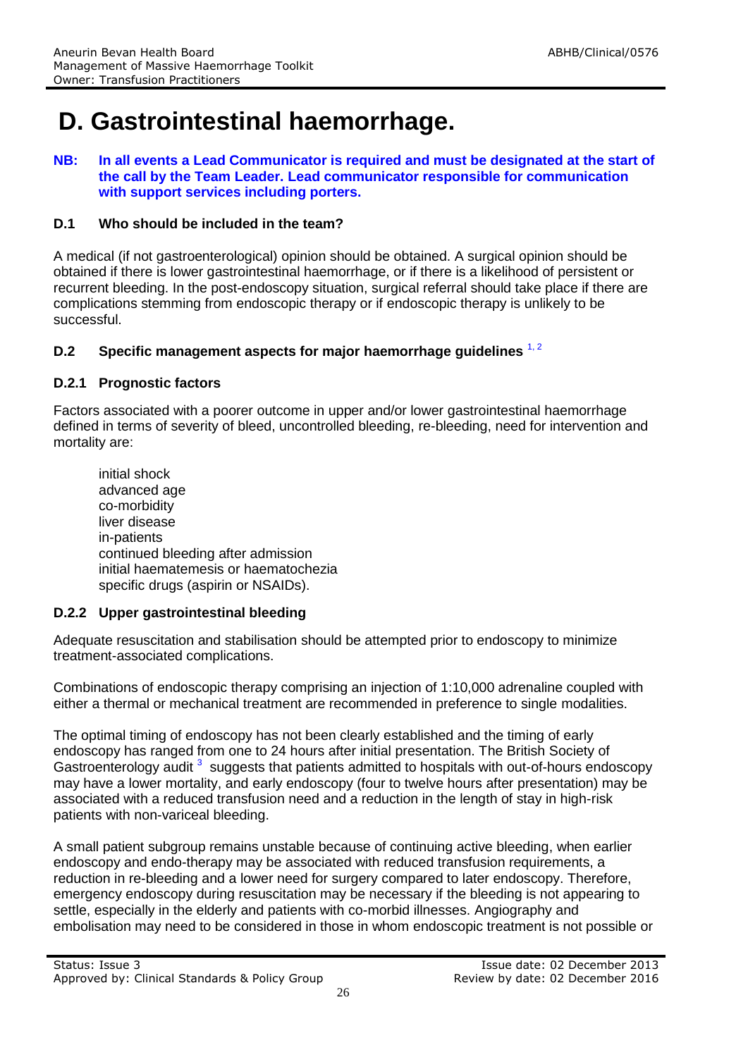# D. Gastrointestinal haemorrhage.

**NB: In all events a Lead Communicator is required and must be designated at the start of the call by the Team Leader. Lead communicator responsible for communication with support services including porters.**

### D.1 Who should be included in the team?

A medical (if not gastroenterological) opinion should be obtained. A surgical opinion should be obtained if there is lower gastrointestinal haemorrhage, or if there is a likelihood of persistent or recurrent bleeding. In the post-endoscopy situation, surgical referral should take place if there are complications stemming from endoscopic therapy or if endoscopic therapy is unlikely to be successful.

### D.2 Specific management aspects for major haemorrhage guidelines [1, 2]

#### D.2.1 Prognostic factors

Factors associated with a poorer outcome in upper and/or lower gastrointestinal haemorrhage defined in terms of severity of bleed, uncontrolled bleeding, re-bleeding, need for intervention and mortality are:

- initial shock
- advanced age
- co-morbidity
- liver disease
- in-patients
- continued bleeding after admission
- initial haematemesis or haematochezia
- specific drugs (aspirin or NSAIDs).

#### D.2.2 Upper gastrointestinal bleeding

Adequate resuscitation and stabilisation should be attempted prior to endoscopy to minimize treatment-associated complications.

Combinations of endoscopic therapy comprising an injection of 1:10,000 adrenaline coupled with either a thermal or mechanical treatment are recommended in preference to single modalities.

The optimal timing of endoscopy has not been clearly established and the timing of early endoscopy has ranged from one to 24 hours after initial presentation. The British Society of Gastroenterology audit [3] suggests that patients admitted to hospitals with out-of-hours endoscopy may have a lower mortality, and early endoscopy (four to twelve hours after presentation) may be associated with a reduced transfusion need and a reduction in the length of stay in high-risk patients with non-variceal bleeding.

A small patient subgroup remains unstable because of continuing active bleeding, when earlier endoscopy and endo-therapy may be associated with reduced transfusion requirements, a reduction in re-bleeding and a lower need for surgery compared to later endoscopy. Therefore, emergency endoscopy during resuscitation may be necessary if the bleeding is not appearing to settle, especially in the elderly and patients with co-morbid illnesses. Angiography and embolisation may need to be considered in those in whom endoscopic treatment is not possible or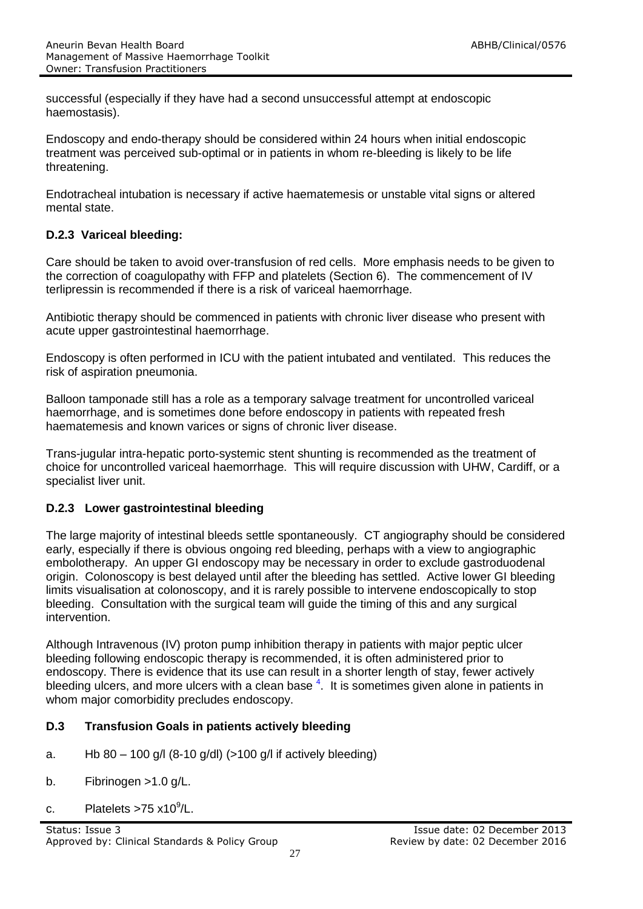successful (especially if they have had a second unsuccessful attempt at endoscopic haemostasis).

Endoscopy and endo-therapy should be considered within 24 hours when initial endoscopic treatment was perceived sub-optimal or in patients in whom re-bleeding is likely to be life threatening.

Endotracheal intubation is necessary if active haematemesis or unstable vital signs or altered mental state.

### D.2.3 Variceal bleeding:

Care should be taken to avoid over-transfusion of red cells. More emphasis needs to be given to the correction of coagulopathy with FFP and platelets (Section 6). The commencement of IV terlipressin is recommended if there is a risk of variceal haemorrhage.

Antibiotic therapy should be commenced in patients with chronic liver disease who present with acute upper gastrointestinal haemorrhage.

Endoscopy is often performed in ICU with the patient intubated and ventilated. This reduces the risk of aspiration pneumonia.

Balloon tamponade still has a role as a temporary salvage treatment for uncontrolled variceal haemorrhage, and is sometimes done before endoscopy in patients with repeated fresh haematemesis and known varices or signs of chronic liver disease.

Trans-jugular intra-hepatic porto-systemic stent shunting is recommended as the treatment of choice for uncontrolled variceal haemorrhage. This will require discussion with UHW, Cardiff, or a specialist liver unit.

### D.2.3 Lower gastrointestinal bleeding

The large majority of intestinal bleeds settle spontaneously. CT angiography should be considered early, especially if there is obvious ongoing red bleeding, perhaps with a view to angiographic embolotherapy. An upper GI endoscopy may be necessary in order to exclude gastroduodenal origin. Colonoscopy is best delayed until after the bleeding has settled. Active lower GI bleeding limits visualisation at colonoscopy, and it is rarely possible to intervene endoscopically to stop bleeding. Consultation with the surgical team will guide the timing of this and any surgical intervention.

Although Intravenous (IV) proton pump inhibition therapy in patients with major peptic ulcer bleeding following endoscopic therapy is recommended, it is often administered prior to endoscopy. There is evidence that its use can result in a shorter length of stay, fewer actively bleeding ulcers, and more ulcers with a clean base [4]. It is sometimes given alone in patients in whom major comorbidity precludes endoscopy.

### D.3 Transfusion Goals in patients actively bleeding

a. Hb 80 – 100 g/l (8-10 g/dl) (>100 g/l if actively bleeding)

b. Fibrinogen >1.0 g/L.

c. Platelets >75 $x10^9$/L.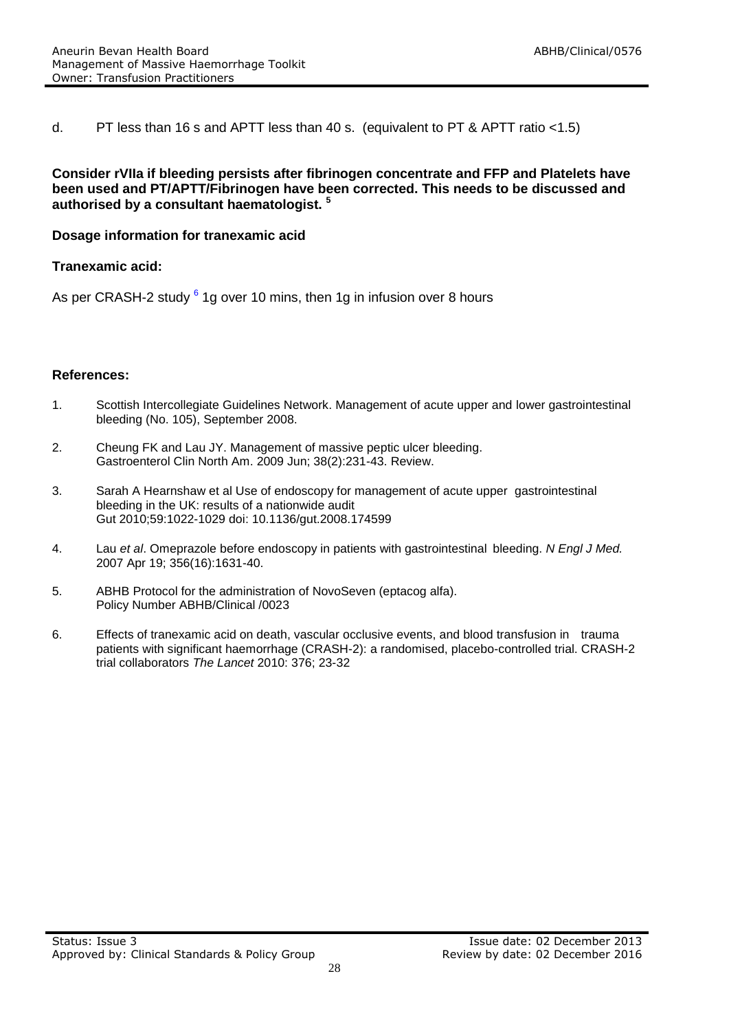d. PT less than 16 s and APTT less than 40 s. (equivalent to PT & APTT ratio <1.5)

**Consider rVIIa if bleeding persists after fibrinogen concentrate and FFP and Platelets have been used and PT/APTT/Fibrinogen have been corrected. This needs to be discussed and authorised by a consultant haematologist.** [5]

**Dosage information for tranexamic acid**

**Tranexamic acid:**

As per CRASH-2 study [6] 1g over 10 mins, then 1g in infusion over 8 hours

**References:**

1. Scottish Intercollegiate Guidelines Network. Management of acute upper and lower gastrointestinal bleeding (No. 105), September 2008.
2. Cheung FK and Lau JY. Management of massive peptic ulcer bleeding. Gastroenterol Clin North Am. 2009 Jun; 38(2):231-43. Review.
3. Sarah A Hearnshaw et al Use of endoscopy for management of acute upper gastrointestinal bleeding in the UK: results of a nationwide audit Gut 2010;59:1022-1029 doi: 10.1136/gut.2008.174599
4. Lau *et al*. Omeprazole before endoscopy in patients with gastrointestinal bleeding. *N Engl J Med.* 2007 Apr 19; 356(16):1631-40.
5. ABHB Protocol for the administration of NovoSeven (eptacog alfa). Policy Number ABHB/Clinical /0023
6. Effects of tranexamic acid on death, vascular occlusive events, and blood transfusion in trauma patients with significant haemorrhage (CRASH-2): a randomised, placebo-controlled trial. CRASH-2 trial collaborators *The Lancet* 2010: 376; 23-32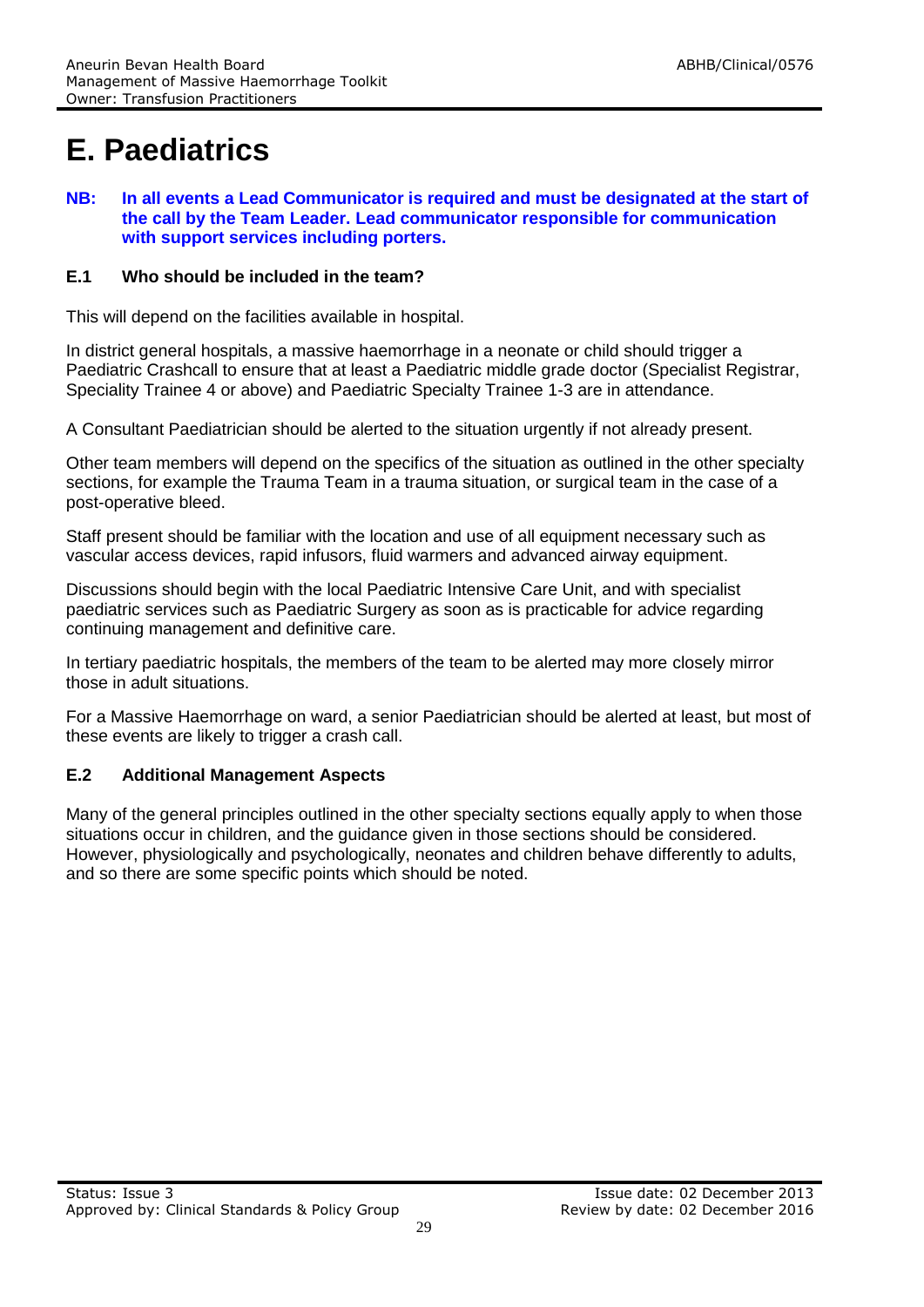# E. Paediatrics

**NB: In all events a Lead Communicator is required and must be designated at the start of the call by the Team Leader. Lead communicator responsible for communication with support services including porters.**

### E.1 Who should be included in the team?

This will depend on the facilities available in hospital.

In district general hospitals, a massive haemorrhage in a neonate or child should trigger a Paediatric Crashcall to ensure that at least a Paediatric middle grade doctor (Specialist Registrar, Speciality Trainee 4 or above) and Paediatric Specialty Trainee 1-3 are in attendance.

A Consultant Paediatrician should be alerted to the situation urgently if not already present.

Other team members will depend on the specifics of the situation as outlined in the other specialty sections, for example the Trauma Team in a trauma situation, or surgical team in the case of a post-operative bleed.

Staff present should be familiar with the location and use of all equipment necessary such as vascular access devices, rapid infusors, fluid warmers and advanced airway equipment.

Discussions should begin with the local Paediatric Intensive Care Unit, and with specialist paediatric services such as Paediatric Surgery as soon as is practicable for advice regarding continuing management and definitive care.

In tertiary paediatric hospitals, the members of the team to be alerted may more closely mirror those in adult situations.

For a Massive Haemorrhage on ward, a senior Paediatrician should be alerted at least, but most of these events are likely to trigger a crash call.

### E.2 Additional Management Aspects

Many of the general principles outlined in the other specialty sections equally apply to when those situations occur in children, and the guidance given in those sections should be considered. However, physiologically and psychologically, neonates and children behave differently to adults, and so there are some specific points which should be noted.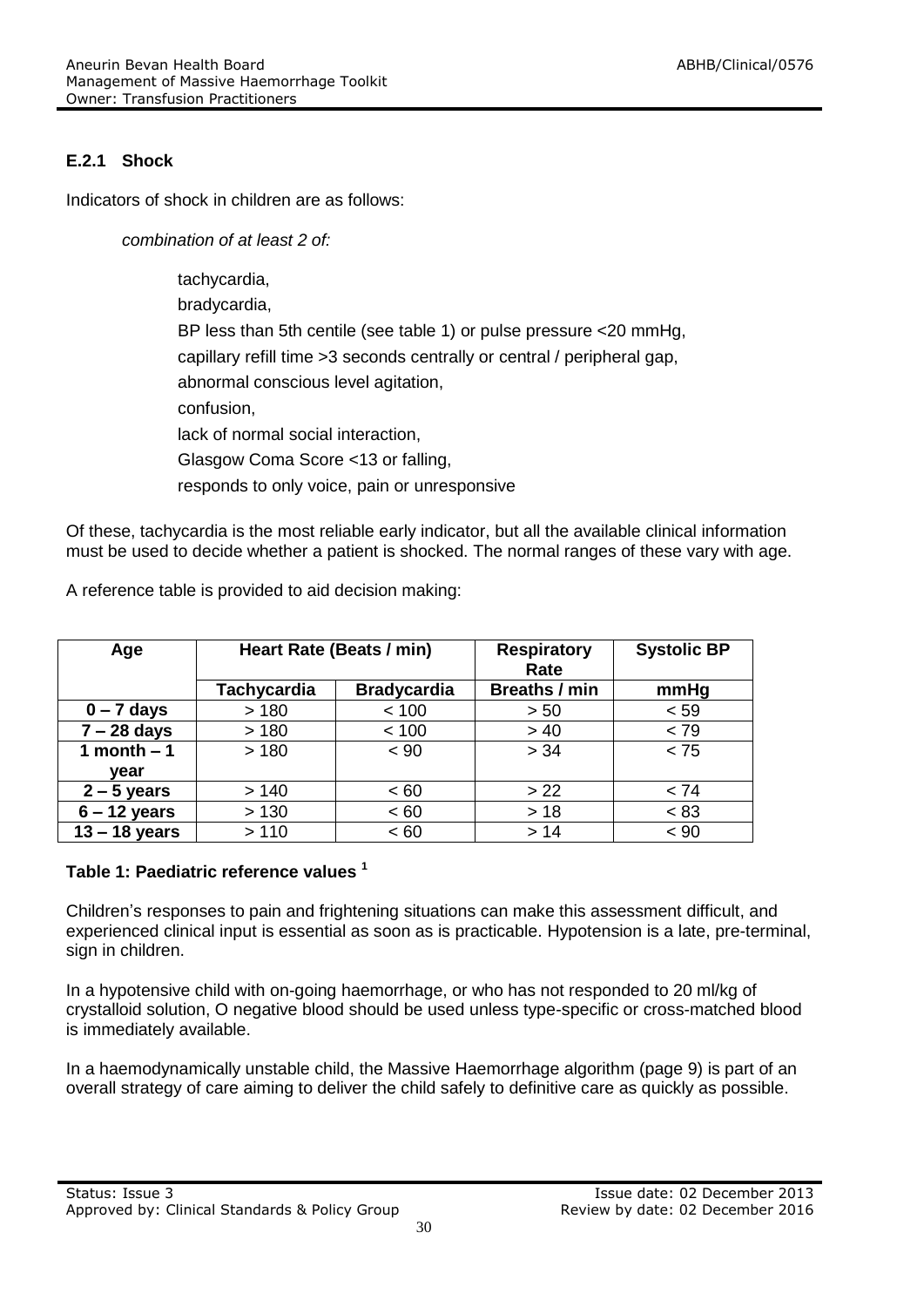### E.2.1 Shock

Indicators of shock in children are as follows:

*combination of at least 2 of:*

- tachycardia,
- bradycardia,
- BP less than 5th centile (see table 1) or pulse pressure <20 mmHg,
- capillary refill time >3 seconds centrally or central / peripheral gap,
- abnormal conscious level agitation,
- confusion,
- lack of normal social interaction,
- Glasgow Coma Score <13 or falling,
- responds to only voice, pain or unresponsive

Of these, tachycardia is the most reliable early indicator, but all the available clinical information must be used to decide whether a patient is shocked. The normal ranges of these vary with age.

A reference table is provided to aid decision making:

| Age | Heart Rate (Beats / min) | | Respiratory Rate | Systolic BP |
|---|---|---|---|---|
| | Tachycardia | Bradycardia | Breaths / min | mmHg |
| **0 – 7 days** | > 180 | < 100 | > 50 | < 59 |
| **7 – 28 days** | > 180 | < 100 | > 40 | < 79 |
| **1 month – 1 year** | > 180 | < 90 | > 34 | < 75 |
| **2 – 5 years** | > 140 | < 60 | > 22 | < 74 |
| **6 – 12 years** | > 130 | < 60 | > 18 | < 83 |
| **13 – 18 years** | > 110 | < 60 | > 14 | < 90 |

**Table 1: Paediatric reference values [1]**

Children's responses to pain and frightening situations can make this assessment difficult, and experienced clinical input is essential as soon as is practicable. Hypotension is a late, pre-terminal, sign in children.

In a hypotensive child with on-going haemorrhage, or who has not responded to 20 ml/kg of crystalloid solution, O negative blood should be used unless type-specific or cross-matched blood is immediately available.

In a haemodynamically unstable child, the Massive Haemorrhage algorithm (page 9) is part of an overall strategy of care aiming to deliver the child safely to definitive care as quickly as possible.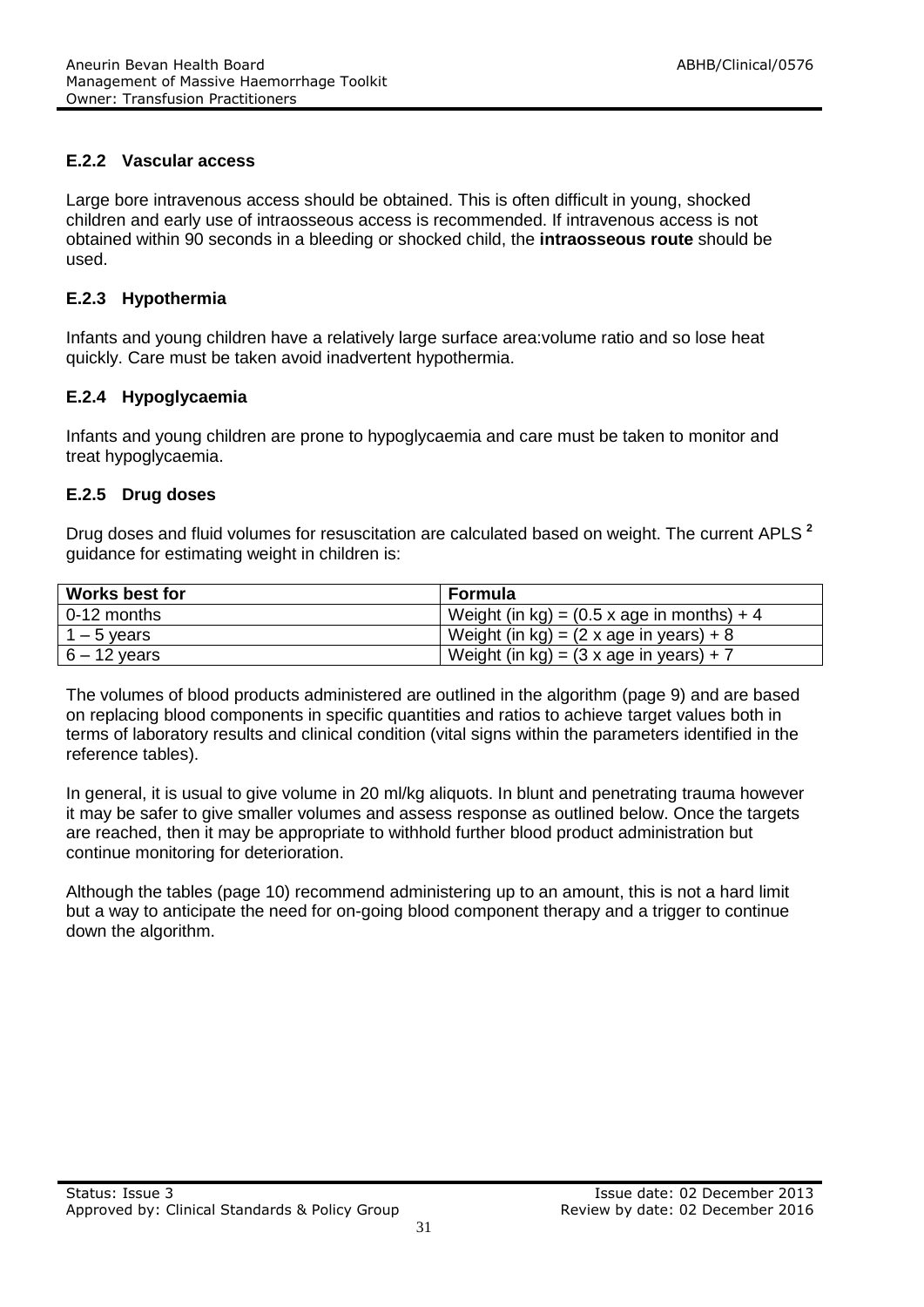### E.2.2 Vascular access

Large bore intravenous access should be obtained. This is often difficult in young, shocked children and early use of intraosseous access is recommended. If intravenous access is not obtained within 90 seconds in a bleeding or shocked child, the **intraosseous route** should be used.

### E.2.3 Hypothermia

Infants and young children have a relatively large surface area:volume ratio and so lose heat quickly. Care must be taken avoid inadvertent hypothermia.

### E.2.4 Hypoglycaemia

Infants and young children are prone to hypoglycaemia and care must be taken to monitor and treat hypoglycaemia.

### E.2.5 Drug doses

Drug doses and fluid volumes for resuscitation are calculated based on weight. The current APLS [2] guidance for estimating weight in children is:

| Works best for | Formula |
| --- | --- |
| 0-12 months | Weight (in kg) = (0.5 x age in months) + 4 |
| 1 – 5 years | Weight (in kg) = (2 x age in years) + 8 |
| 6 – 12 years | Weight (in kg) = (3 x age in years) + 7 |

The volumes of blood products administered are outlined in the algorithm (page 9) and are based on replacing blood components in specific quantities and ratios to achieve target values both in terms of laboratory results and clinical condition (vital signs within the parameters identified in the reference tables).

In general, it is usual to give volume in 20 ml/kg aliquots. In blunt and penetrating trauma however it may be safer to give smaller volumes and assess response as outlined below. Once the targets are reached, then it may be appropriate to withhold further blood product administration but continue monitoring for deterioration.

Although the tables (page 10) recommend administering up to an amount, this is not a hard limit but a way to anticipate the need for on-going blood component therapy and a trigger to continue down the algorithm.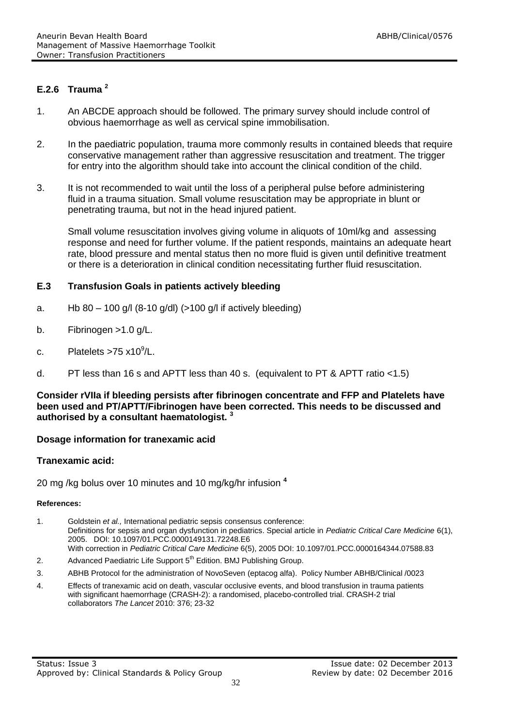### E.2.6 Trauma [2]

1. An ABCDE approach should be followed. The primary survey should include control of obvious haemorrhage as well as cervical spine immobilisation.

2. In the paediatric population, trauma more commonly results in contained bleeds that require conservative management rather than aggressive resuscitation and treatment. The trigger for entry into the algorithm should take into account the clinical condition of the child.

3. It is not recommended to wait until the loss of a peripheral pulse before administering fluid in a trauma situation. Small volume resuscitation may be appropriate in blunt or penetrating trauma, but not in the head injured patient.

   Small volume resuscitation involves giving volume in aliquots of 10ml/kg and assessing response and need for further volume. If the patient responds, maintains an adequate heart rate, blood pressure and mental status then no more fluid is given until definitive treatment or there is a deterioration in clinical condition necessitating further fluid resuscitation.

### E.3 Transfusion Goals in patients actively bleeding

a. Hb 80 – 100 g/l (8-10 g/dl) (>100 g/l if actively bleeding)

b. Fibrinogen >1.0 g/L.

c. Platelets >75 x$10^9$/L.

d. PT less than 16 s and APTT less than 40 s. (equivalent to PT & APTT ratio <1.5)

**Consider rVIIa if bleeding persists after fibrinogen concentrate and FFP and Platelets have been used and PT/APTT/Fibrinogen have been corrected. This needs to be discussed and authorised by a consultant haematologist. [3]**

**Dosage information for tranexamic acid**

**Tranexamic acid:**

20 mg /kg bolus over 10 minutes and 10 mg/kg/hr infusion [4]

**References:**

1. Goldstein *et al.,* International pediatric sepsis consensus conference: Definitions for sepsis and organ dysfunction in pediatrics. Special article in *Pediatric Critical Care Medicine* 6(1), 2005. DOI: 10.1097/01.PCC.0000149131.72248.E6 With correction in *Pediatric Critical Care Medicine* 6(5), 2005 DOI: 10.1097/01.PCC.0000164344.07588.83
2. Advanced Paediatric Life Support 5th Edition. BMJ Publishing Group.
3. ABHB Protocol for the administration of NovoSeven (eptacog alfa). Policy Number ABHB/Clinical /0023
4. Effects of tranexamic acid on death, vascular occlusive events, and blood transfusion in trauma patients with significant haemorrhage (CRASH-2): a randomised, placebo-controlled trial. CRASH-2 trial collaborators *The Lancet* 2010: 376; 23-32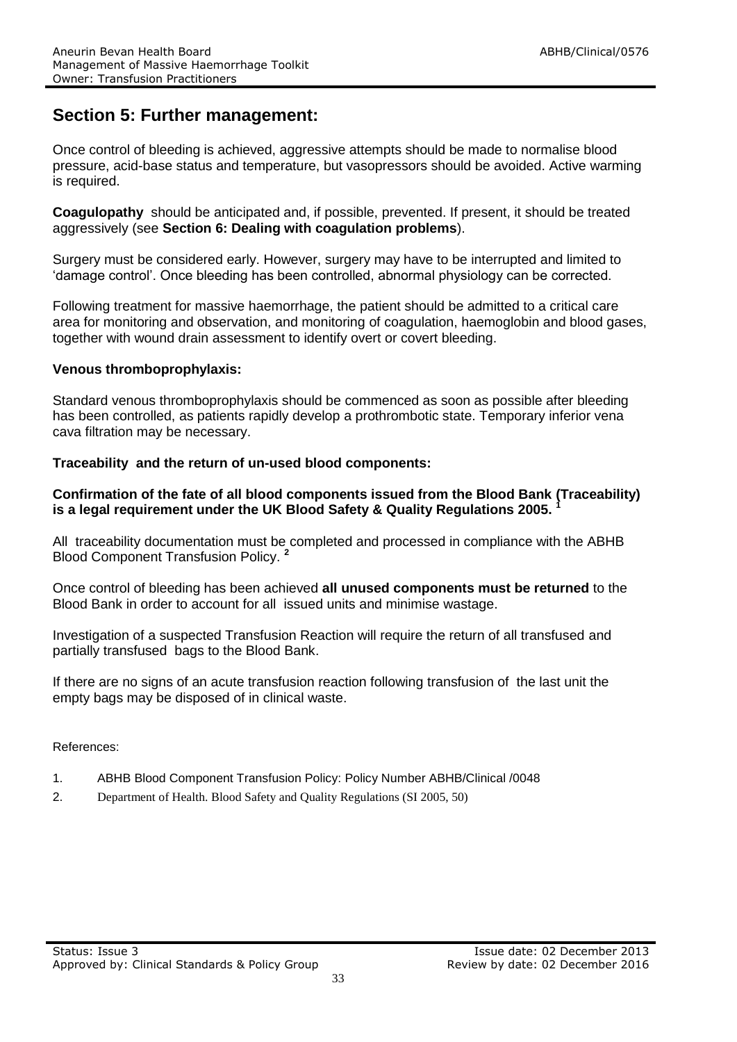## Section 5: Further management:

Once control of bleeding is achieved, aggressive attempts should be made to normalise blood pressure, acid-base status and temperature, but vasopressors should be avoided. Active warming is required.

**Coagulopathy** should be anticipated and, if possible, prevented. If present, it should be treated aggressively (see **Section 6: Dealing with coagulation problems**).

Surgery must be considered early. However, surgery may have to be interrupted and limited to 'damage control'. Once bleeding has been controlled, abnormal physiology can be corrected.

Following treatment for massive haemorrhage, the patient should be admitted to a critical care area for monitoring and observation, and monitoring of coagulation, haemoglobin and blood gases, together with wound drain assessment to identify overt or covert bleeding.

**Venous thromboprophylaxis:**

Standard venous thromboprophylaxis should be commenced as soon as possible after bleeding has been controlled, as patients rapidly develop a prothrombotic state. Temporary inferior vena cava filtration may be necessary.

**Traceability and the return of un-used blood components:**

**Confirmation of the fate of all blood components issued from the Blood Bank (Traceability) is a legal requirement under the UK Blood Safety & Quality Regulations 2005. [1]**

All traceability documentation must be completed and processed in compliance with the ABHB Blood Component Transfusion Policy. **[2]**

Once control of bleeding has been achieved **all unused components must be returned** to the Blood Bank in order to account for all issued units and minimise wastage.

Investigation of a suspected Transfusion Reaction will require the return of all transfused and partially transfused bags to the Blood Bank.

If there are no signs of an acute transfusion reaction following transfusion of the last unit the empty bags may be disposed of in clinical waste.

References:

1. ABHB Blood Component Transfusion Policy: Policy Number ABHB/Clinical /0048
2. Department of Health. Blood Safety and Quality Regulations (SI 2005, 50)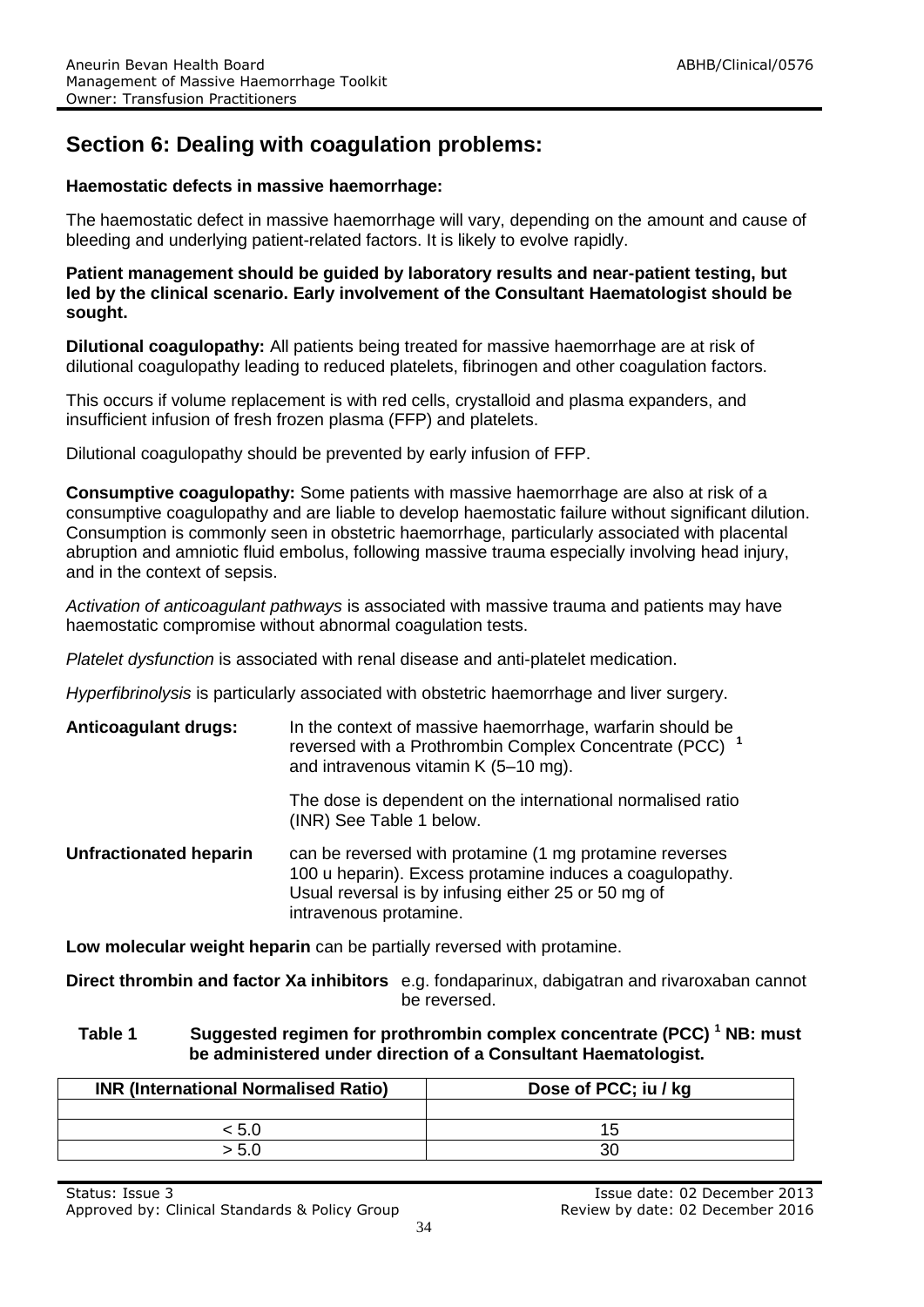## Section 6: Dealing with coagulation problems:

**Haemostatic defects in massive haemorrhage:**

The haemostatic defect in massive haemorrhage will vary, depending on the amount and cause of bleeding and underlying patient-related factors. It is likely to evolve rapidly.

**Patient management should be guided by laboratory results and near-patient testing, but led by the clinical scenario. Early involvement of the Consultant Haematologist should be sought.**

**Dilutional coagulopathy:** All patients being treated for massive haemorrhage are at risk of dilutional coagulopathy leading to reduced platelets, fibrinogen and other coagulation factors.

This occurs if volume replacement is with red cells, crystalloid and plasma expanders, and insufficient infusion of fresh frozen plasma (FFP) and platelets.

Dilutional coagulopathy should be prevented by early infusion of FFP.

**Consumptive coagulopathy:** Some patients with massive haemorrhage are also at risk of a consumptive coagulopathy and are liable to develop haemostatic failure without significant dilution. Consumption is commonly seen in obstetric haemorrhage, particularly associated with placental abruption and amniotic fluid embolus, following massive trauma especially involving head injury, and in the context of sepsis.

*Activation of anticoagulant pathways* is associated with massive trauma and patients may have haemostatic compromise without abnormal coagulation tests.

*Platelet dysfunction* is associated with renal disease and anti-platelet medication.

*Hyperfibrinolysis* is particularly associated with obstetric haemorrhage and liver surgery.

**Anticoagulant drugs:** In the context of massive haemorrhage, warfarin should be reversed with a Prothrombin Complex Concentrate (PCC) [1] and intravenous vitamin K (5–10 mg).

The dose is dependent on the international normalised ratio (INR) See Table 1 below.

**Unfractionated heparin** can be reversed with protamine (1 mg protamine reverses 100 u heparin). Excess protamine induces a coagulopathy. Usual reversal is by infusing either 25 or 50 mg of intravenous protamine.

**Low molecular weight heparin** can be partially reversed with protamine.

**Direct thrombin and factor Xa inhibitors** e.g. fondaparinux, dabigatran and rivaroxaban cannot be reversed.

**Table 1 Suggested regimen for prothrombin complex concentrate (PCC) [1] NB: must be administered under direction of a Consultant Haematologist.**

| INR (International Normalised Ratio) | Dose of PCC; iu / kg |
|---|---|
| | |
| < 5.0 | 15 |
| > 5.0 | 30 |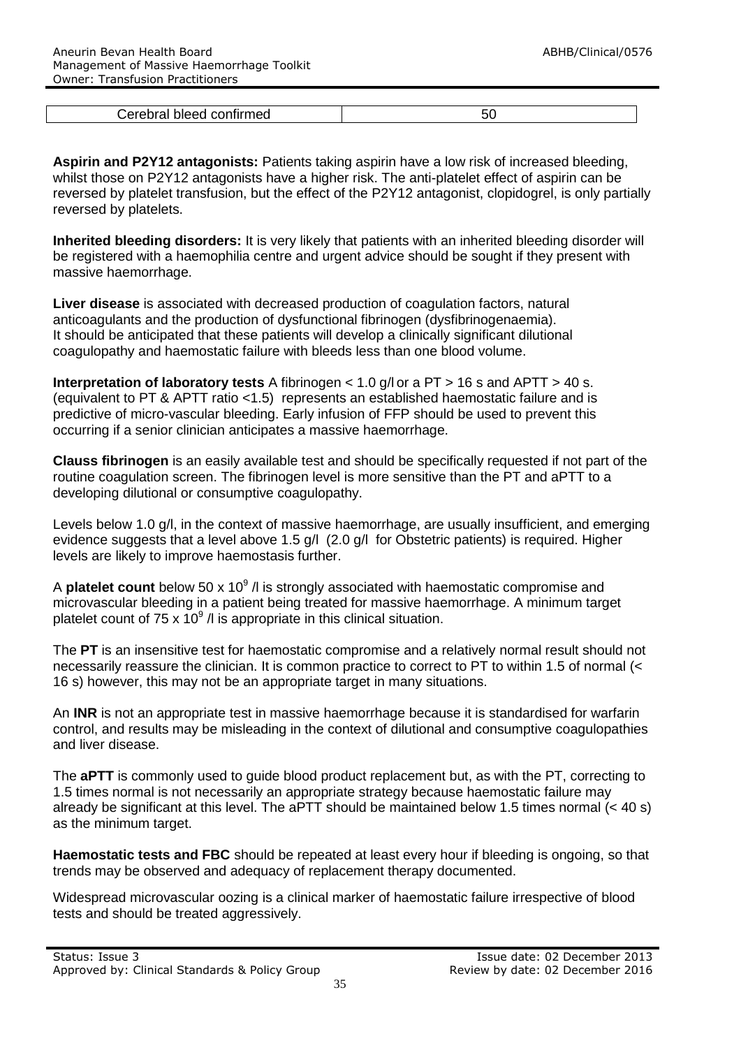| Cerebral bleed confirmed | 50 |
|---|---|

**Aspirin and P2Y12 antagonists:** Patients taking aspirin have a low risk of increased bleeding, whilst those on P2Y12 antagonists have a higher risk. The anti-platelet effect of aspirin can be reversed by platelet transfusion, but the effect of the P2Y12 antagonist, clopidogrel, is only partially reversed by platelets.

**Inherited bleeding disorders:** It is very likely that patients with an inherited bleeding disorder will be registered with a haemophilia centre and urgent advice should be sought if they present with massive haemorrhage.

**Liver disease** is associated with decreased production of coagulation factors, natural anticoagulants and the production of dysfunctional fibrinogen (dysfibrinogenaemia). It should be anticipated that these patients will develop a clinically significant dilutional coagulopathy and haemostatic failure with bleeds less than one blood volume.

**Interpretation of laboratory tests** A fibrinogen < 1.0 g/l or a PT > 16 s and APTT > 40 s. (equivalent to PT & APTT ratio <1.5) represents an established haemostatic failure and is predictive of micro-vascular bleeding. Early infusion of FFP should be used to prevent this occurring if a senior clinician anticipates a massive haemorrhage.

**Clauss fibrinogen** is an easily available test and should be specifically requested if not part of the routine coagulation screen. The fibrinogen level is more sensitive than the PT and aPTT to a developing dilutional or consumptive coagulopathy.

Levels below 1.0 g/l, in the context of massive haemorrhage, are usually insufficient, and emerging evidence suggests that a level above 1.5 g/l (2.0 g/l for Obstetric patients) is required. Higher levels are likely to improve haemostasis further.

A **platelet count** below 50 x $10^9$ /l is strongly associated with haemostatic compromise and microvascular bleeding in a patient being treated for massive haemorrhage. A minimum target platelet count of 75 x $10^9$ /l is appropriate in this clinical situation.

The **PT** is an insensitive test for haemostatic compromise and a relatively normal result should not necessarily reassure the clinician. It is common practice to correct to PT to within 1.5 of normal (< 16 s) however, this may not be an appropriate target in many situations.

An **INR** is not an appropriate test in massive haemorrhage because it is standardised for warfarin control, and results may be misleading in the context of dilutional and consumptive coagulopathies and liver disease.

The **aPTT** is commonly used to guide blood product replacement but, as with the PT, correcting to 1.5 times normal is not necessarily an appropriate strategy because haemostatic failure may already be significant at this level. The aPTT should be maintained below 1.5 times normal (< 40 s) as the minimum target.

**Haemostatic tests and FBC** should be repeated at least every hour if bleeding is ongoing, so that trends may be observed and adequacy of replacement therapy documented.

Widespread microvascular oozing is a clinical marker of haemostatic failure irrespective of blood tests and should be treated aggressively.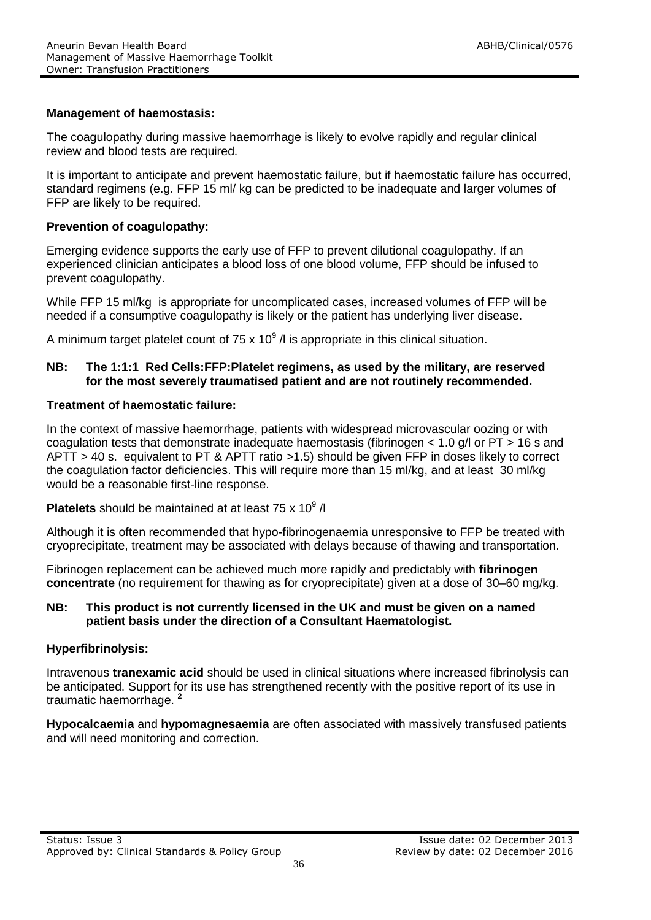**Management of haemostasis:**

The coagulopathy during massive haemorrhage is likely to evolve rapidly and regular clinical review and blood tests are required.

It is important to anticipate and prevent haemostatic failure, but if haemostatic failure has occurred, standard regimens (e.g. FFP 15 ml/ kg can be predicted to be inadequate and larger volumes of FFP are likely to be required.

**Prevention of coagulopathy:**

Emerging evidence supports the early use of FFP to prevent dilutional coagulopathy. If an experienced clinician anticipates a blood loss of one blood volume, FFP should be infused to prevent coagulopathy.

While FFP 15 ml/kg is appropriate for uncomplicated cases, increased volumes of FFP will be needed if a consumptive coagulopathy is likely or the patient has underlying liver disease.

A minimum target platelet count of 75 x $10^9$ /l is appropriate in this clinical situation.

**NB: The 1:1:1 Red Cells:FFP:Platelet regimens, as used by the military, are reserved for the most severely traumatised patient and are not routinely recommended.**

**Treatment of haemostatic failure:**

In the context of massive haemorrhage, patients with widespread microvascular oozing or with coagulation tests that demonstrate inadequate haemostasis (fibrinogen < 1.0 g/l or PT > 16 s and APTT > 40 s. equivalent to PT & APTT ratio >1.5) should be given FFP in doses likely to correct the coagulation factor deficiencies. This will require more than 15 ml/kg, and at least 30 ml/kg would be a reasonable first-line response.

**Platelets** should be maintained at at least 75 x $10^9$ /l

Although it is often recommended that hypo-fibrinogenaemia unresponsive to FFP be treated with cryoprecipitate, treatment may be associated with delays because of thawing and transportation.

Fibrinogen replacement can be achieved much more rapidly and predictably with **fibrinogen concentrate** (no requirement for thawing as for cryoprecipitate) given at a dose of 30–60 mg/kg.

**NB: This product is not currently licensed in the UK and must be given on a named patient basis under the direction of a Consultant Haematologist.**

**Hyperfibrinolysis:**

Intravenous **tranexamic acid** should be used in clinical situations where increased fibrinolysis can be anticipated. Support for its use has strengthened recently with the positive report of its use in traumatic haemorrhage. [2]

**Hypocalcaemia** and **hypomagnesaemia** are often associated with massively transfused patients and will need monitoring and correction.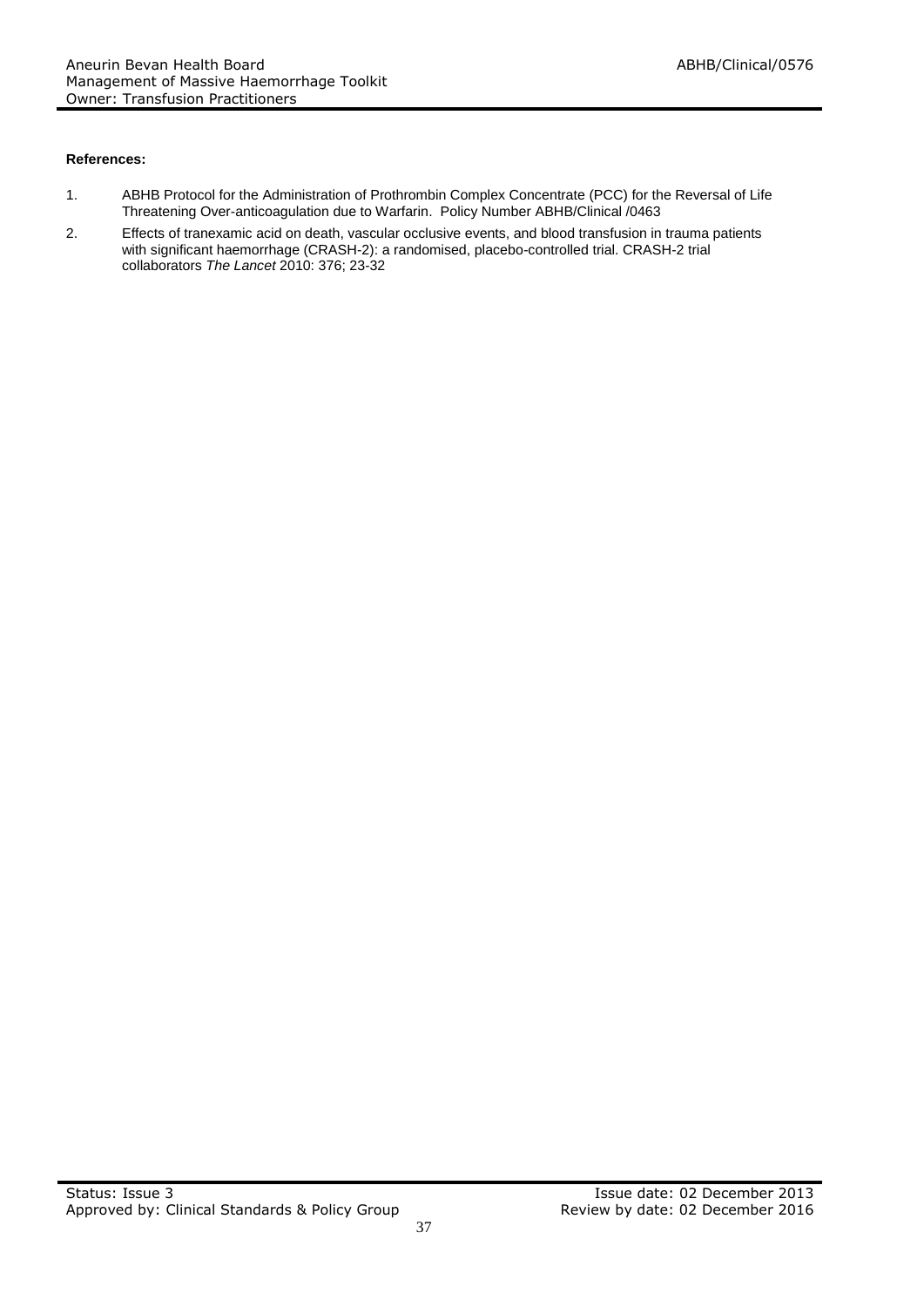**References:**

1. ABHB Protocol for the Administration of Prothrombin Complex Concentrate (PCC) for the Reversal of Life Threatening Over-anticoagulation due to Warfarin. Policy Number ABHB/Clinical /0463
2. Effects of tranexamic acid on death, vascular occlusive events, and blood transfusion in trauma patients with significant haemorrhage (CRASH-2): a randomised, placebo-controlled trial. CRASH-2 trial collaborators *The Lancet* 2010: 376; 23-32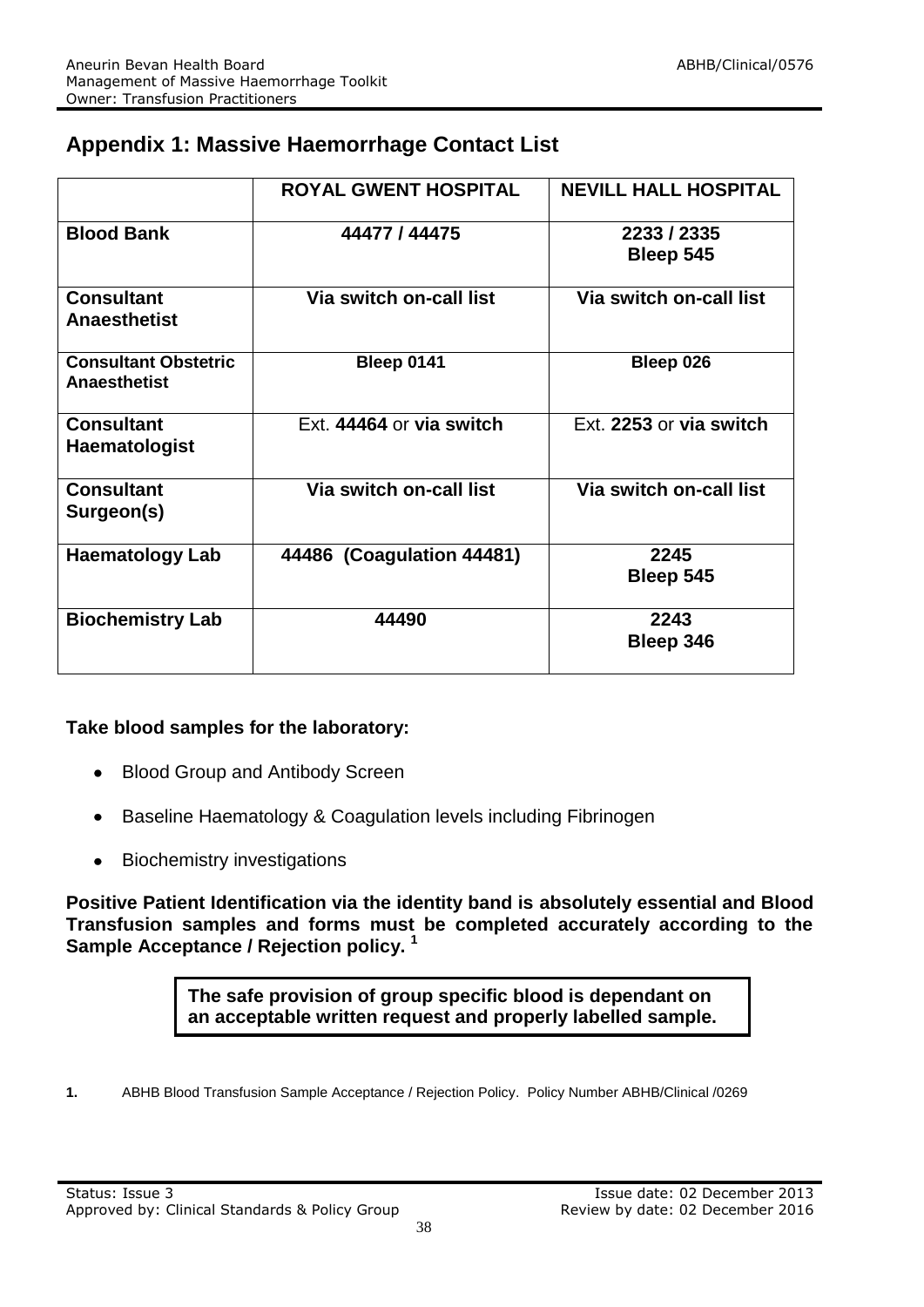## Appendix 1: Massive Haemorrhage Contact List

| | ROYAL GWENT HOSPITAL | NEVILL HALL HOSPITAL |
|---|---|---|
| **Blood Bank** | **44477 / 44475** | **2233 / 2335 Bleep 545** |
| **Consultant Anaesthetist** | **Via switch on-call list** | **Via switch on-call list** |
| **Consultant Obstetric Anaesthetist** | **Bleep 0141** | **Bleep 026** |
| **Consultant Haematologist** | Ext. **44464** or **via switch** | Ext. **2253** or **via switch** |
| **Consultant Surgeon(s)** | **Via switch on-call list** | **Via switch on-call list** |
| **Haematology Lab** | **44486 (Coagulation 44481)** | **2245 Bleep 545** |
| **Biochemistry Lab** | **44490** | **2243 Bleep 346** |

**Take blood samples for the laboratory:**

- Blood Group and Antibody Screen
- Baseline Haematology & Coagulation levels including Fibrinogen
- Biochemistry investigations

**Positive Patient Identification via the identity band is absolutely essential and Blood Transfusion samples and forms must be completed accurately according to the Sample Acceptance / Rejection policy.** [1]

**The safe provision of group specific blood is dependant on an acceptable written request and properly labelled sample.**

1. ABHB Blood Transfusion Sample Acceptance / Rejection Policy. Policy Number ABHB/Clinical /0269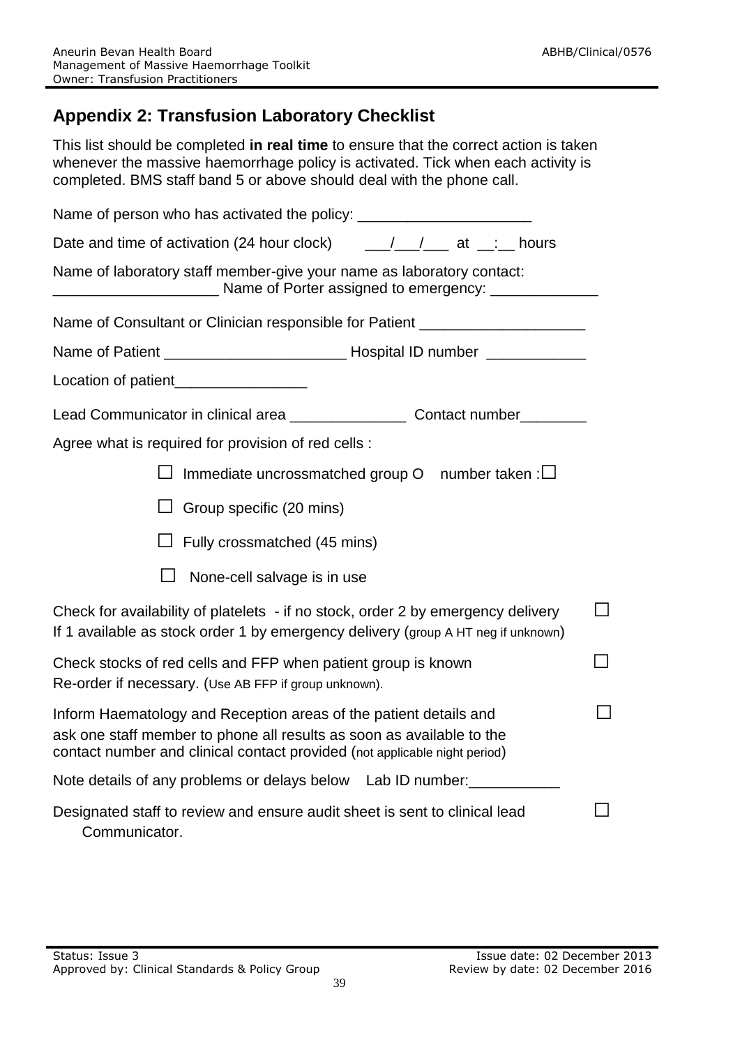## Appendix 2: Transfusion Laboratory Checklist

This list should be completed **in real time** to ensure that the correct action is taken whenever the massive haemorrhage policy is activated. Tick when each activity is completed. BMS staff band 5 or above should deal with the phone call.

Name of person who has activated the policy: ____________________

Date and time of activation (24 hour clock) ___/___/___ at __:__ hours

Name of laboratory staff member-give your name as laboratory contact: ___________________ Name of Porter assigned to emergency: ____________

Name of Consultant or Clinician responsible for Patient ___________________

Name of Patient ____________________ Hospital ID number ___________

Location of patient_______________

Lead Communicator in clinical area _____________ Contact number_______

Agree what is required for provision of red cells :

- ☐ Immediate uncrossmatched group O number taken :☐
- ☐ Group specific (20 mins)
- ☐ Fully crossmatched (45 mins)
- ☐ None-cell salvage is in use

Check for availability of platelets - if no stock, order 2 by emergency delivery ☐
If 1 available as stock order 1 by emergency delivery (group A HT neg if unknown)

Check stocks of red cells and FFP when patient group is known ☐
Re-order if necessary. (Use AB FFP if group unknown).

Inform Haematology and Reception areas of the patient details and ☐
ask one staff member to phone all results as soon as available to the contact number and clinical contact provided (not applicable night period)

Note details of any problems or delays below Lab ID number:__________

Designated staff to review and ensure audit sheet is sent to clinical lead Communicator. ☐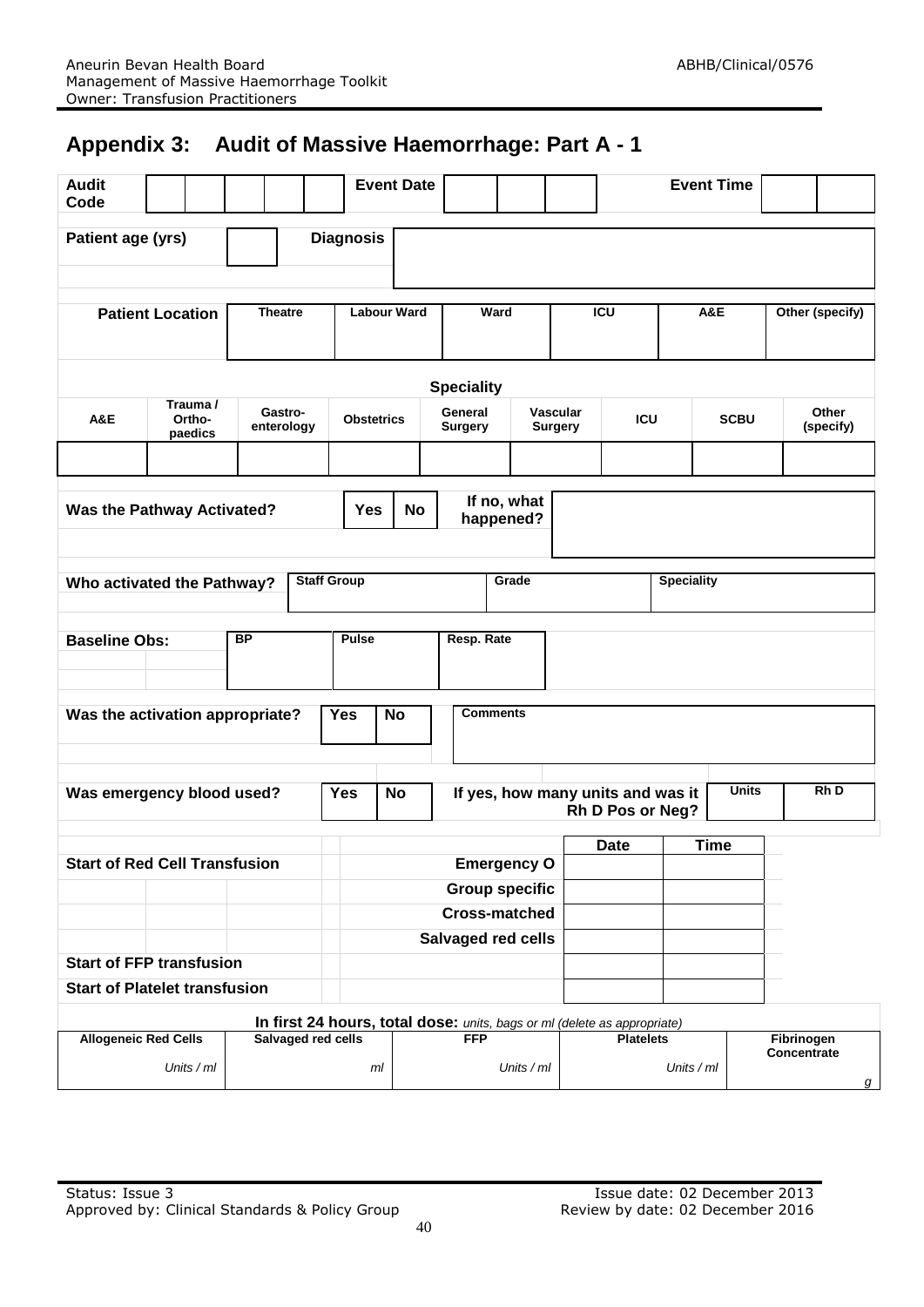# Appendix 3: Audit of Massive Haemorrhage: Part A - 1

| Audit Code | | | | | | | Event Date | | | | Event Time | | |
|---|---|---|---|---|---|---|---|---|---|---|---|---|---|

| Patient age (yrs) | | Diagnosis | |
|---|---|---|---|

| Patient Location | Theatre | Labour Ward | Ward | ICU | A&E | Other (specify) |
|---|---|---|---|---|---|---|
| | | | | | | |

**Speciality**

| A&E | Trauma / Ortho-paedics | Gastro-enterology | Obstetrics | General Surgery | Vascular Surgery | ICU | SCBU | Other (specify) |
|---|---|---|---|---|---|---|---|---|
| | | | | | | | | |

| Was the Pathway Activated? | Yes | No | If no, what happened? | |
|---|---|---|---|---|

| Who activated the Pathway? | Staff Group | Grade | Speciality |
|---|---|---|---|
| | | | |

| Baseline Obs: | BP | Pulse | Resp. Rate |
|---|---|---|---|
| | | | |

| Was the activation appropriate? | Yes | No | Comments |
|---|---|---|---|
| | | | |

| Was emergency blood used? | Yes | No | If yes, how many units and was it Rh D Pos or Neg? | Units | Rh D |
|---|---|---|---|---|---|
| | | | | | |

| | | Date | Time |
|---|---|---|---|
| Start of Red Cell Transfusion | Emergency O | | |
| | Group specific | | |
| | Cross-matched | | |
| | Salvaged red cells | | |
| Start of FFP transfusion | | | |
| Start of Platelet transfusion | | | |

**In first 24 hours, total dose:** *units, bags or ml (delete as appropriate)*

| Allogeneic Red Cells | Salvaged red cells | FFP | Platelets | Fibrinogen Concentrate |
|---|---|---|---|---|
| *Units / ml* | *ml* | *Units / ml* | *Units / ml* | *g* |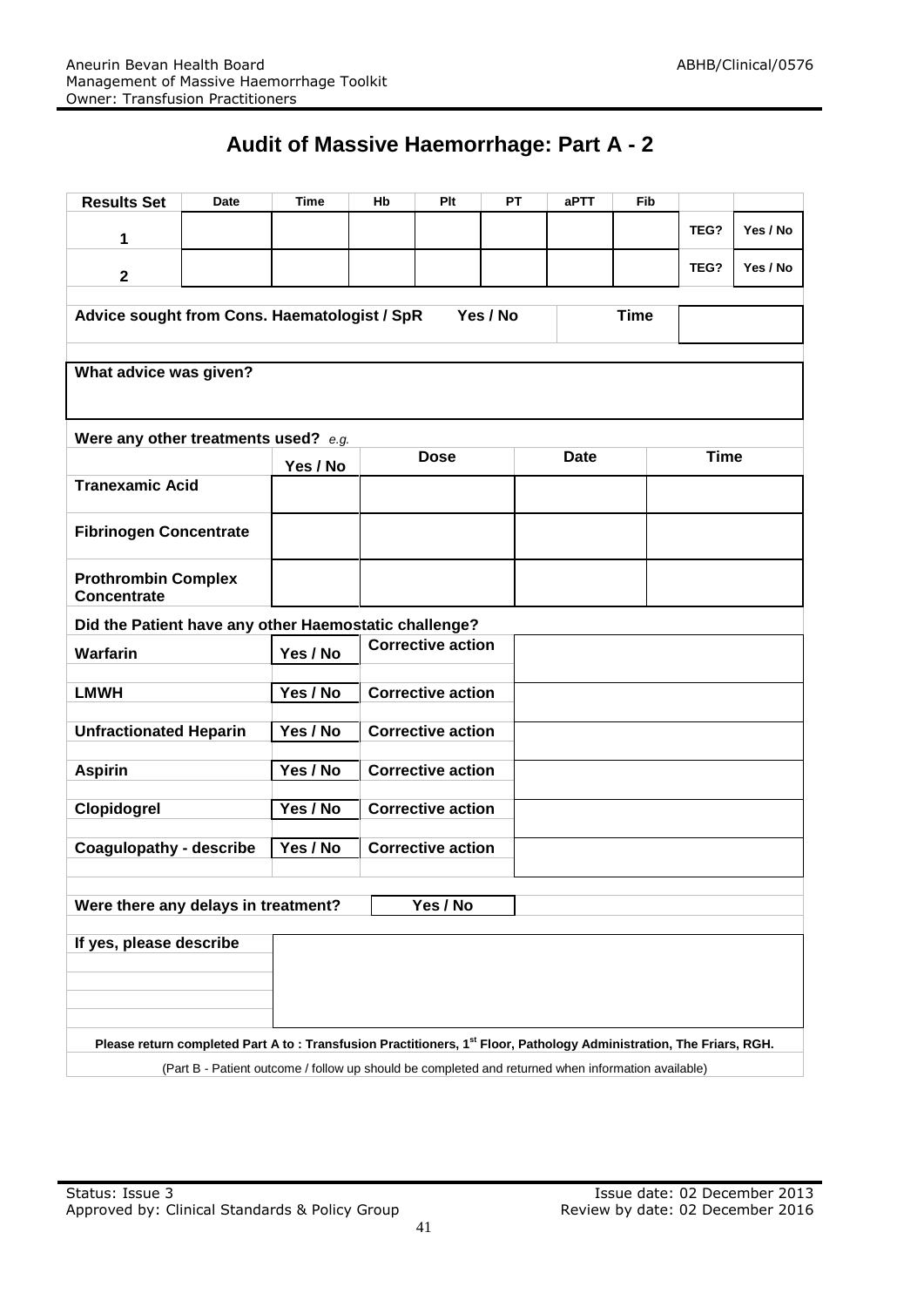# Audit of Massive Haemorrhage: Part A - 2

| Results Set | Date | Time | Hb | Plt | PT | aPTT | Fib | | |
|---|---|---|---|---|---|---|---|---|---|
| 1 | | | | | | | | TEG? | Yes / No |
| 2 | | | | | | | | TEG? | Yes / No |

**Advice sought from Cons. Haematologist / SpR** Yes / No **Time**

**What advice was given?**

**Were any other treatments used?** *e.g.*

| | Yes / No | Dose | Date | Time |
|---|---|---|---|---|
| **Tranexamic Acid** | | | | |
| **Fibrinogen Concentrate** | | | | |
| **Prothrombin Complex Concentrate** | | | | |

**Did the Patient have any other Haemostatic challenge?**

| | | | |
|---|---|---|---|
| **Warfarin** | Yes / No | Corrective action | |
| **LMWH** | Yes / No | Corrective action | |
| **Unfractionated Heparin** | Yes / No | Corrective action | |
| **Aspirin** | Yes / No | Corrective action | |
| **Clopidogrel** | Yes / No | Corrective action | |
| **Coagulopathy - describe** | Yes / No | Corrective action | |

**Were there any delays in treatment?** Yes / No

**If yes, please describe**

**Please return completed Part A to : Transfusion Practitioners, 1st Floor, Pathology Administration, The Friars, RGH.**

(Part B - Patient outcome / follow up should be completed and returned when information available)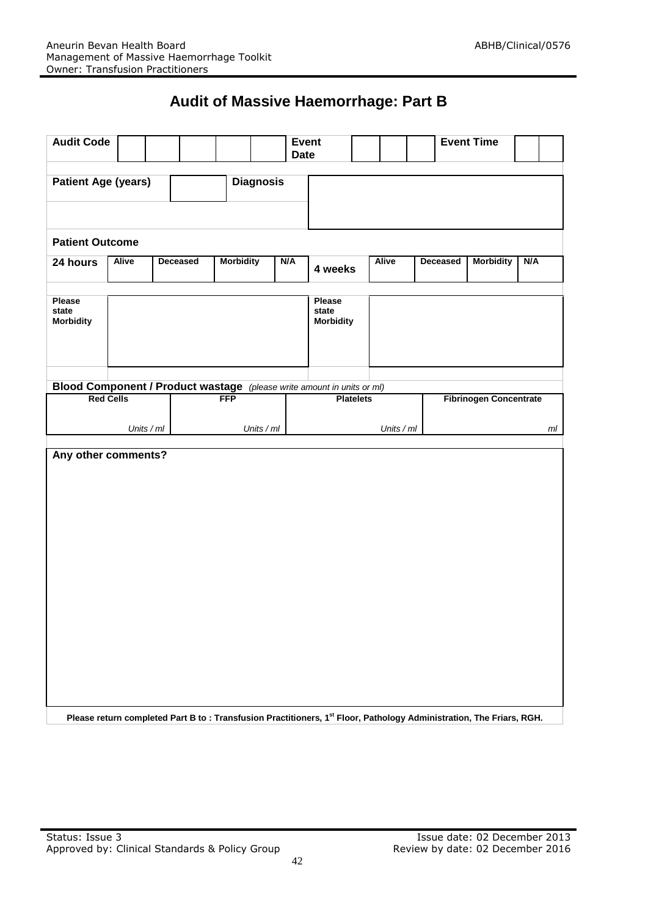# Audit of Massive Haemorrhage: Part B

| **Audit Code** | | | | | | **Event Date** | | | | **Event Time** | | |
|---|---|---|---|---|---|---|---|---|---|---|---|---|

| **Patient Age (years)** | | **Diagnosis** | |
|---|---|---|---|

**Patient Outcome**

| **24 hours** | **Alive** | **Deceased** | **Morbidity** | **N/A** | **4 weeks** | **Alive** | **Deceased** | **Morbidity** | **N/A** |
|---|---|---|---|---|---|---|---|---|---|

| **Please state Morbidity** | | **Please state Morbidity** | |
|---|---|---|---|

**Blood Component / Product wastage** *(please write amount in units or ml)*

| **Red Cells** | **FFP** | **Platelets** | **Fibrinogen Concentrate** |
|---|---|---|---|
| *Units / ml* | *Units / ml* | *Units / ml* | *ml* |

**Any other comments?**

**Please return completed Part B to : Transfusion Practitioners, 1st Floor, Pathology Administration, The Friars, RGH.**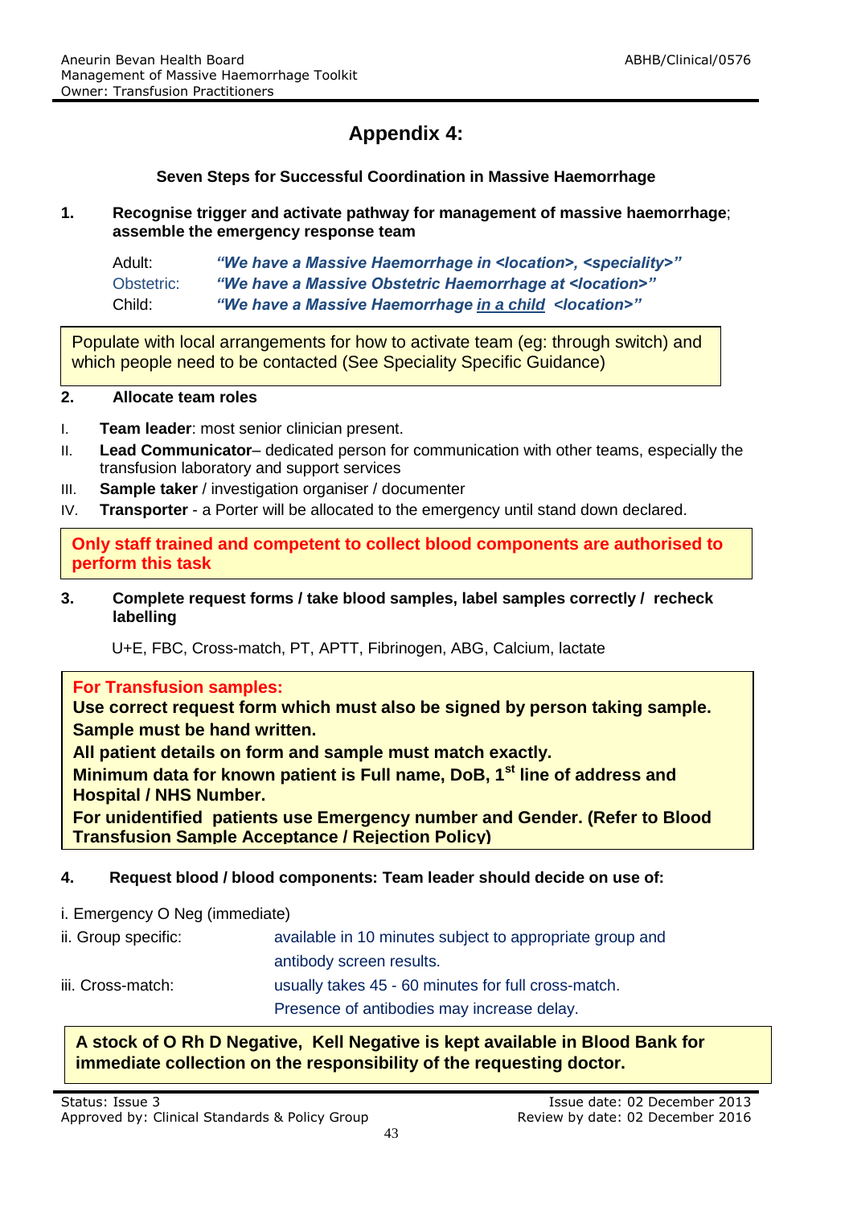# Appendix 4:

**Seven Steps for Successful Coordination in Massive Haemorrhage**

**1. Recognise trigger and activate pathway for management of massive haemorrhage; assemble the emergency response team**

| | |
|---|---|
| Adult: | ***"We have a Massive Haemorrhage in <location>, <speciality>"*** |
| Obstetric: | ***"We have a Massive Obstetric Haemorrhage at <location>"*** |
| Child: | ***"We have a Massive Haemorrhage in a child <location>"*** |

Populate with local arrangements for how to activate team (eg: through switch) and which people need to be contacted (See Speciality Specific Guidance)

**2. Allocate team roles**

I. **Team leader**: most senior clinician present.
II. **Lead Communicator**– dedicated person for communication with other teams, especially the transfusion laboratory and support services
III. **Sample taker** / investigation organiser / documenter
IV. **Transporter** - a Porter will be allocated to the emergency until stand down declared.

**Only staff trained and competent to collect blood components are authorised to perform this task**

**3. Complete request forms / take blood samples, label samples correctly / recheck labelling**

U+E, FBC, Cross-match, PT, APTT, Fibrinogen, ABG, Calcium, lactate

**For Transfusion samples:**
**Use correct request form which must also be signed by person taking sample.**
**Sample must be hand written.**
**All patient details on form and sample must match exactly.**
**Minimum data for known patient is Full name, DoB, 1st line of address and Hospital / NHS Number.**
**For unidentified patients use Emergency number and Gender. (Refer to Blood Transfusion Sample Acceptance / Rejection Policy)**

**4. Request blood / blood components: Team leader should decide on use of:**

i. Emergency O Neg (immediate)

| | |
|---|---|
| ii. Group specific: | available in 10 minutes subject to appropriate group and antibody screen results. |
| iii. Cross-match: | usually takes 45 - 60 minutes for full cross-match. Presence of antibodies may increase delay. |

**A stock of O Rh D Negative, Kell Negative is kept available in Blood Bank for immediate collection on the responsibility of the requesting doctor.**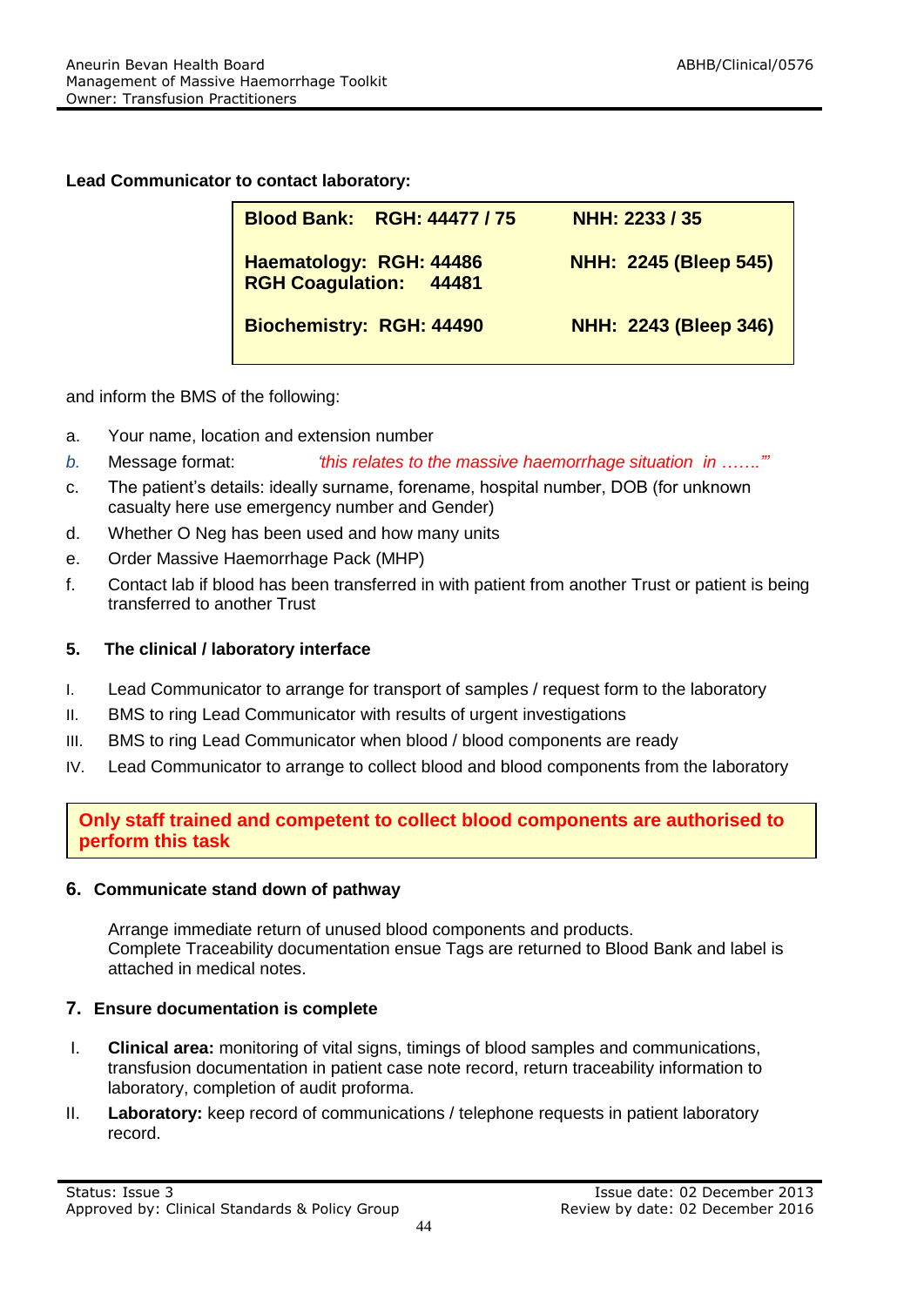**Lead Communicator to contact laboratory:**

| | | |
|---|---|---|
| **Blood Bank:** | **RGH: 44477 / 75** | **NHH: 2233 / 35** |
| **Haematology:** | **RGH: 44486** | **NHH: 2245 (Bleep 545)** |
| **RGH Coagulation:** | **44481** | |
| **Biochemistry:** | **RGH: 44490** | **NHH: 2243 (Bleep 346)** |

and inform the BMS of the following:

a. Your name, location and extension number

*b.* Message format: *'this relates to the massive haemorrhage situation in ……."'*

c. The patient's details: ideally surname, forename, hospital number, DOB (for unknown casualty here use emergency number and Gender)

d. Whether O Neg has been used and how many units

e. Order Massive Haemorrhage Pack (MHP)

f. Contact lab if blood has been transferred in with patient from another Trust or patient is being transferred to another Trust

### 5. The clinical / laboratory interface

I. Lead Communicator to arrange for transport of samples / request form to the laboratory

II. BMS to ring Lead Communicator with results of urgent investigations

III. BMS to ring Lead Communicator when blood / blood components are ready

IV. Lead Communicator to arrange to collect blood and blood components from the laboratory

**Only staff trained and competent to collect blood components are authorised to perform this task**

### 6. Communicate stand down of pathway

Arrange immediate return of unused blood components and products.
Complete Traceability documentation ensue Tags are returned to Blood Bank and label is attached in medical notes.

### 7. Ensure documentation is complete

I. **Clinical area:** monitoring of vital signs, timings of blood samples and communications, transfusion documentation in patient case note record, return traceability information to laboratory, completion of audit proforma.

II. **Laboratory:** keep record of communications / telephone requests in patient laboratory record.